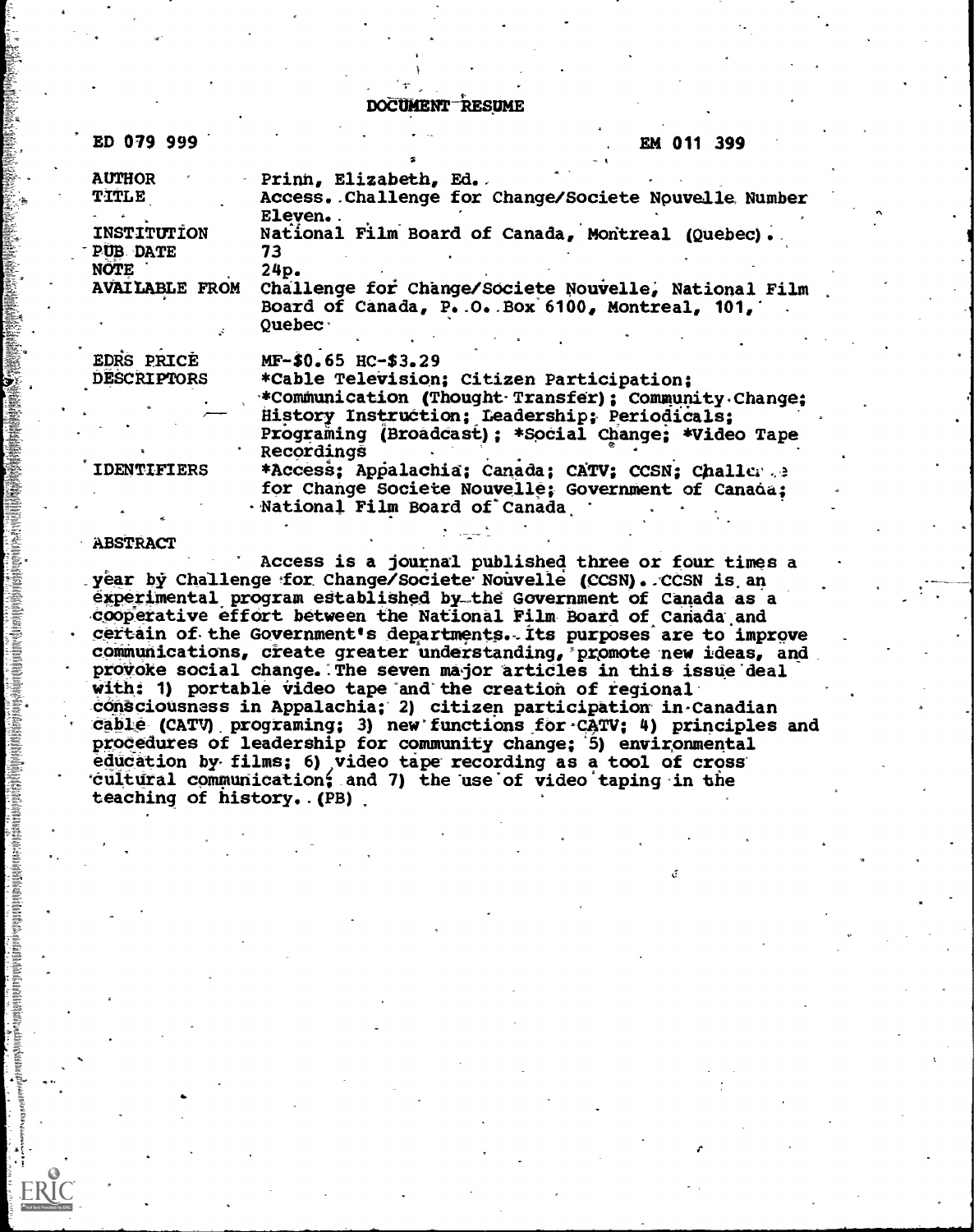# DOCUMENT RESUME

ED 079 999 EM 011 399

| | |
|---|---|
| AUTHOR | Prinn, Elizabeth, Ed. |
| TITLE | Access. Challenge for Change/Societe Nouvelle Number Eleven. |
| INSTITUTION | National Film Board of Canada, Montreal (Quebec). |
| PUB DATE | 73 |
| NOTE | 24p. |
| AVAILABLE FROM | Challenge for Change/Societe Nouvelle, National Film Board of Canada, P. O. Box 6100, Montreal, 101, Quebec |
| EDRS PRICE | MF-$0.65 HC-$3.29 |
| DESCRIPTORS | *Cable Television; Citizen Participation; *Communication (Thought Transfer); Community Change; History Instruction; Leadership; Periodicals; Programing (Broadcast); *Social Change; *Video Tape Recordings |
| IDENTIFIERS | *Access; Appalachia; Canada; CATV; CCSN; Challenge for Change Societe Nouvelle; Government of Canada; National Film Board of Canada |

## ABSTRACT

Access is a journal published three or four times a year by Challenge for Change/Societe Nouvelle (CCSN). CCSN is an experimental program established by the Government of Canada as a cooperative effort between the National Film Board of Canada and certain of the Government's departments. Its purposes are to improve communications, create greater understanding, promote new ideas, and provoke social change. The seven major articles in this issue deal with: 1) portable video tape and the creation of regional consciousness in Appalachia; 2) citizen participation in Canadian cable (CATV) programing; 3) new functions for CATV; 4) principles and procedures of leadership for community change; 5) environmental education by films; 6) video tape recording as a tool of cross cultural communication; and 7) the use of video taping in the teaching of history. (PB)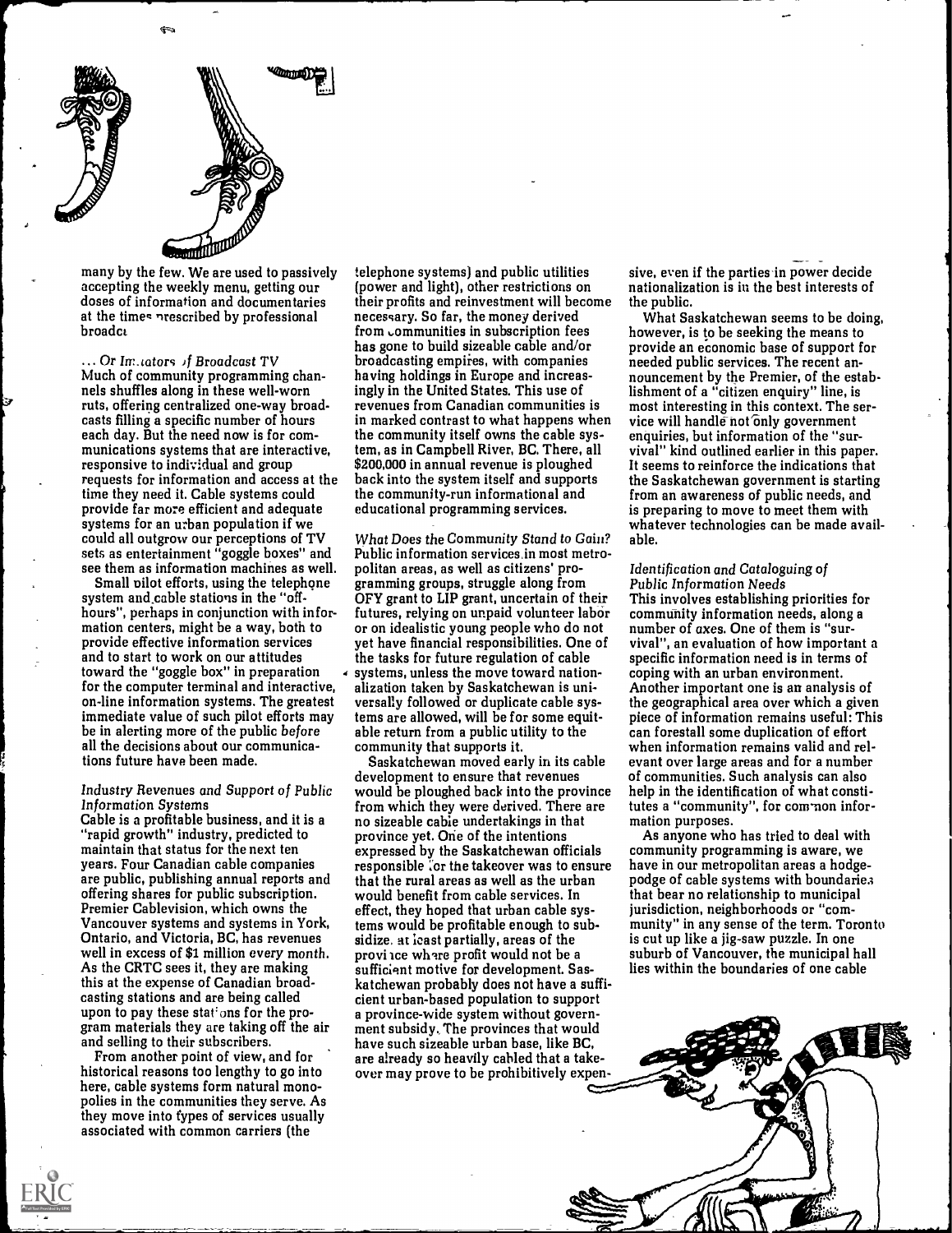many by the few. We are used to passively accepting the weekly menu, getting our doses of information and documentaries at the times prescribed by professional broadca

*... Or Imitators of Broadcast TV*

Much of community programming channels shuffles along in these well-worn ruts, offering centralized one-way broadcasts filling a specific number of hours each day. But the need now is for communications systems that are interactive, responsive to individual and group requests for information and access at the time they need it. Cable systems could provide far more efficient and adequate systems for an urban population if we could all outgrow our perceptions of TV sets as entertainment "goggle boxes" and see them as information machines as well.

Small pilot efforts, using the telephone system and cable stations in the "off-hours", perhaps in conjunction with information centers, might be a way, both to provide effective information services and to start to work on our attitudes toward the "goggle box" in preparation for the computer terminal and interactive, on-line information systems. The greatest immediate value of such pilot efforts may be in alerting more of the public *before* all the decisions about our communications future have been made.

*Industry Revenues and Support of Public Information Systems*

Cable is a profitable business, and it is a "rapid growth" industry, predicted to maintain that status for the next ten years. Four Canadian cable companies are public, publishing annual reports and offering shares for public subscription. Premier Cablevision, which owns the Vancouver systems and systems in York, Ontario, and Victoria, BC, has revenues well in excess of $1 million every month. As the CRTC sees it, they are making this at the expense of Canadian broadcasting stations and are being called upon to pay these stations for the program materials they are taking off the air and selling to their subscribers.

From another point of view, and for historical reasons too lengthy to go into here, cable systems form natural monopolies in the communities they serve. As they move into types of services usually associated with common carriers (the telephone systems) and public utilities (power and light), other restrictions on their profits and reinvestment will become necessary. So far, the money derived from communities in subscription fees has gone to build sizeable cable and/or broadcasting empires, with companies having holdings in Europe and increasingly in the United States. This use of revenues from Canadian communities is in marked contrast to what happens when the community itself owns the cable system, as in Campbell River, BC. There, all $200,000 in annual revenue is ploughed back into the system itself and supports the community-run informational and educational programming services.

*What Does the Community Stand to Gain?*

Public information services in most metropolitan areas, as well as citizens' programming groups, struggle along from OFY grant to LIP grant, uncertain of their futures, relying on unpaid volunteer labor or on idealistic young people who do not yet have financial responsibilities. One of the tasks for future regulation of cable systems, unless the move toward nationalization taken by Saskatchewan is universally followed or duplicate cable systems are allowed, will be for some equitable return from a public utility to the community that supports it.

Saskatchewan moved early in its cable development to ensure that revenues would be ploughed back into the province from which they were derived. There are no sizeable cable undertakings in that province yet. One of the intentions expressed by the Saskatchewan officials responsible for the takeover was to ensure that the rural areas as well as the urban would benefit from cable services. In effect, they hoped that urban cable systems would be profitable enough to subsidize, at least partially, areas of the province where profit would not be a sufficient motive for development. Saskatchewan probably does not have a sufficient urban-based population to support a province-wide system without government subsidy. The provinces that would have such sizeable urban base, like BC, are already so heavily cabled that a takeover may prove to be prohibitively expensive, even if the parties in power decide nationalization is in the best interests of the public.

What Saskatchewan seems to be doing, however, is to be seeking the means to provide an economic base of support for needed public services. The recent announcement by the Premier, of the establishment of a "citizen enquiry" line, is most interesting in this context. The service will handle not only government enquiries, but information of the "survival" kind outlined earlier in this paper. It seems to reinforce the indications that the Saskatchewan government is starting from an awareness of public needs, and is preparing to move to meet them with whatever technologies can be made available.

*Identification and Cataloguing of Public Information Needs*

This involves establishing priorities for community information needs, along a number of axes. One of them is "survival", an evaluation of how important a specific information need is in terms of coping with an urban environment. Another important one is an analysis of the geographical area over which a given piece of information remains useful: This can forestall some duplication of effort when information remains valid and relevant over large areas and for a number of communities. Such analysis can also help in the identification of what constitutes a "community", for common information purposes.

As anyone who has tried to deal with community programming is aware, we have in our metropolitan areas a hodgepodge of cable systems with boundaries that bear no relationship to municipal jurisdiction, neighborhoods or "community" in any sense of the term. Toronto is cut up like a jig-saw puzzle. In one suburb of Vancouver, the municipal hall lies within the boundaries of one cable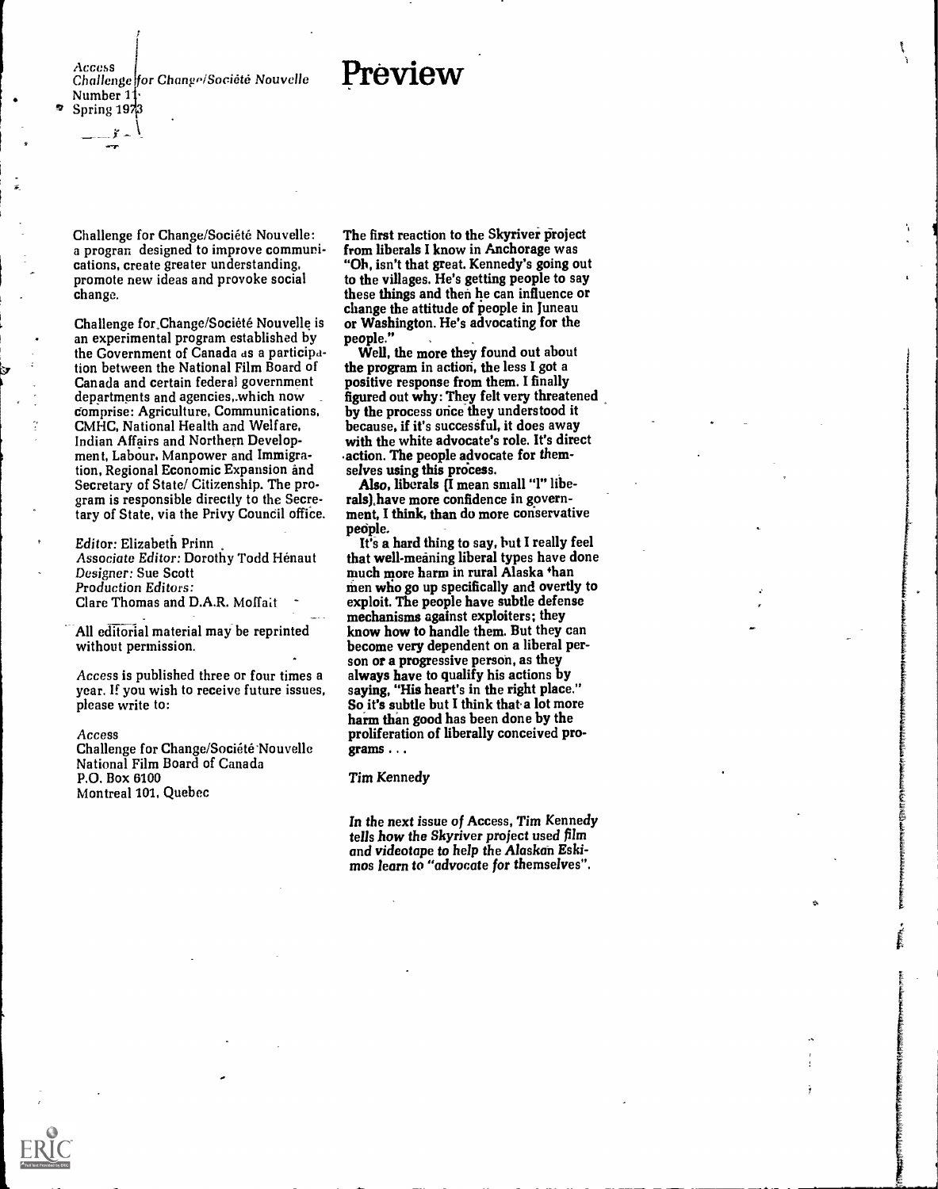Access
Challenge for Change/Société Nouvelle
Number 11
Spring 1973

# Preview

Challenge for Change/Société Nouvelle: a program designed to improve communications, create greater understanding, promote new ideas and provoke social change.

Challenge for Change/Société Nouvelle is an experimental program established by the Government of Canada as a participation between the National Film Board of Canada and certain federal government departments and agencies, which now comprise: Agriculture, Communications, CMHC, National Health and Welfare, Indian Affairs and Northern Development, Labour, Manpower and Immigration, Regional Economic Expansion and Secretary of State/ Citizenship. The program is responsible directly to the Secretary of State, via the Privy Council office.

*Editor:* Elizabeth Prinn
*Associate Editor:* Dorothy Todd Hénaut
*Designer:* Sue Scott
*Production Editors:*
Clare Thomas and D.A.R. Moffait

All editorial material may be reprinted without permission.

*Access* is published three or four times a year. If you wish to receive future issues, please write to:

*Access*
Challenge for Change/Société Nouvelle
National Film Board of Canada
P.O. Box 6100
Montreal 101, Quebec

**The first reaction to the Skyriver project from liberals I know in Anchorage was "Oh, isn't that great. Kennedy's going out to the villages. He's getting people to say these things and then he can influence or change the attitude of people in Juneau or Washington. He's advocating for the people."**

**Well, the more they found out about the program in action, the less I got a positive response from them. I finally figured out why: They felt very threatened by the process once they understood it because, if it's successful, it does away with the white advocate's role. It's direct action. The people advocate for themselves using this process.**

**Also, liberals (I mean small "l" liberals) have more confidence in government, I think, than do more conservative people.**

**It's a hard thing to say, but I really feel that well-meaning liberal types have done much more harm in rural Alaska than men who go up specifically and overtly to exploit. The people have subtle defense mechanisms against exploiters; they know how to handle them. But they can become very dependent on a liberal person or a progressive person, as they always have to qualify his actions by saying, "His heart's in the right place." So it's subtle but I think that a lot more harm than good has been done by the proliferation of liberally conceived programs . . .**

*Tim Kennedy*

*In the next issue of Access, Tim Kennedy tells how the Skyriver project used film and videotape to help the Alaskan Eskimos learn to "advocate for themselves".*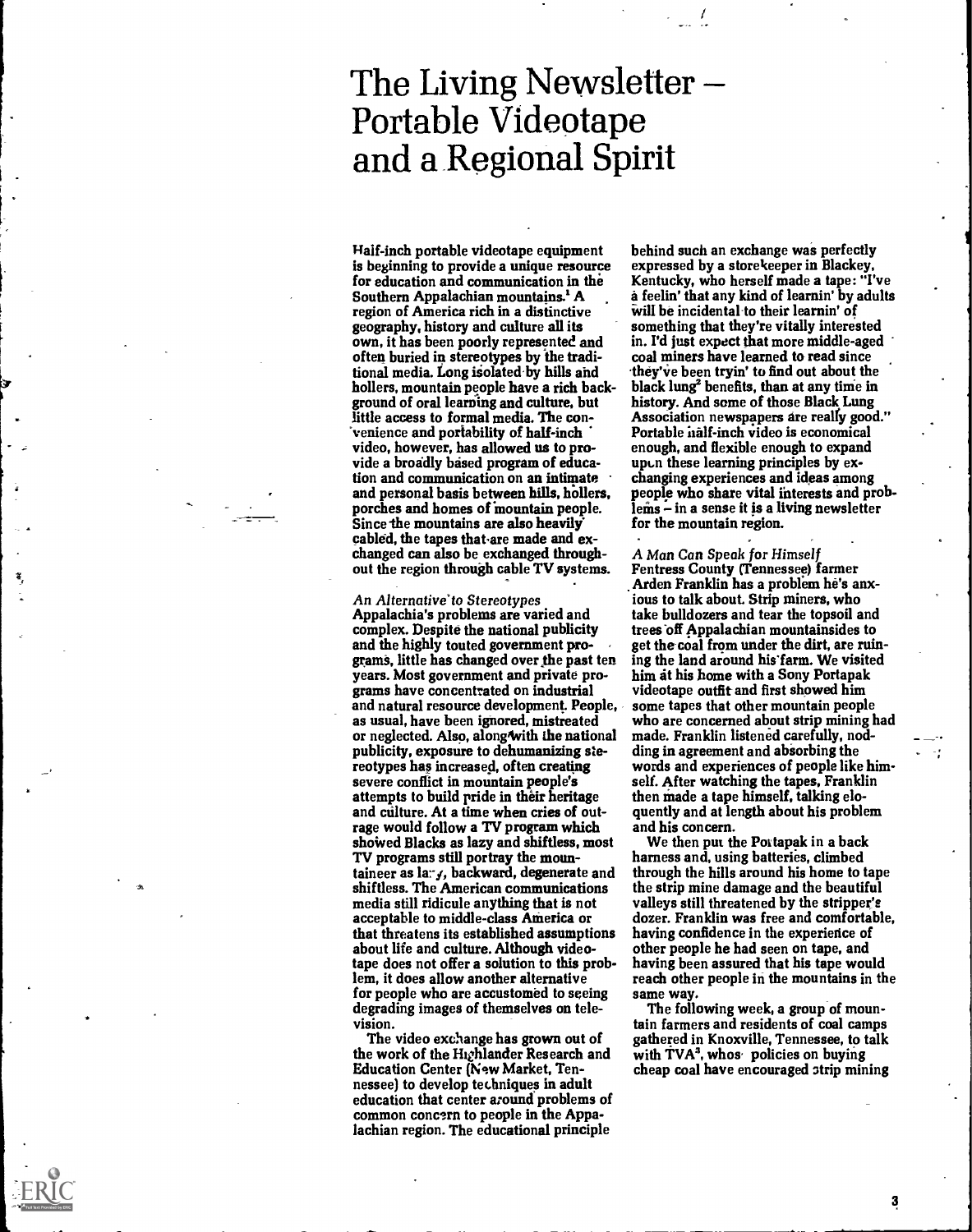# The Living Newsletter – Portable Videotape and a Regional Spirit

Half-inch portable videotape equipment is beginning to provide a unique resource for education and communication in the Southern Appalachian mountains.[1] A region of America rich in a distinctive geography, history and culture all its own, it has been poorly represented and often buried in stereotypes by the traditional media. Long isolated by hills and hollers, mountain people have a rich background of oral learning and culture, but little access to formal media. The convenience and portability of half-inch video, however, has allowed us to provide a broadly based program of education and communication on an intimate and personal basis between hills, hollers, porches and homes of mountain people. Since the mountains are also heavily cabled, the tapes that are made and exchanged can also be exchanged throughout the region through cable TV systems.

*An Alternative to Stereotypes*

Appalachia's problems are varied and complex. Despite the national publicity and the highly touted government programs, little has changed over the past ten years. Most government and private programs have concentrated on industrial and natural resource development. People, as usual, have been ignored, mistreated or neglected. Also, along with the national publicity, exposure to dehumanizing stereotypes has increased, often creating severe conflict in mountain people's attempts to build pride in their heritage and culture. At a time when cries of outrage would follow a TV program which showed Blacks as lazy and shiftless, most TV programs still portray the mountaineer as lazy, backward, degenerate and shiftless. The American communications media still ridicule anything that is not acceptable to middle-class America or that threatens its established assumptions about life and culture. Although videotape does not offer a solution to this problem, it does allow another alternative for people who are accustomed to seeing degrading images of themselves on television.

The video exchange has grown out of the work of the Highlander Research and Education Center (New Market, Tennessee) to develop techniques in adult education that center around problems of common concern to people in the Appalachian region. The educational principle behind such an exchange was perfectly expressed by a storekeeper in Blackey, Kentucky, who herself made a tape: "I've a feelin' that any kind of learnin' by adults will be incidental to their learnin' of something that they're vitally interested in. I'd just expect that more middle-aged coal miners have learned to read since they've been tryin' to find out about the black lung[2] benefits, than at any time in history. And some of those Black Lung Association newspapers are really good." Portable half-inch video is economical enough, and flexible enough to expand upon these learning principles by exchanging experiences and ideas among people who share vital interests and problems – in a sense it is a living newsletter for the mountain region.

*A Man Can Speak for Himself*

Fentress County (Tennessee) farmer Arden Franklin has a problem he's anxious to talk about. Strip miners, who take bulldozers and tear the topsoil and trees off Appalachian mountainsides to get the coal from under the dirt, are ruining the land around his farm. We visited him at his home with a Sony Portapak videotape outfit and first showed him some tapes that other mountain people who are concerned about strip mining had made. Franklin listened carefully, nodding in agreement and absorbing the words and experiences of people like himself. After watching the tapes, Franklin then made a tape himself, talking eloquently and at length about his problem and his concern.

We then put the Portapak in a back harness and, using batteries, climbed through the hills around his home to tape the strip mine damage and the beautiful valleys still threatened by the stripper's dozer. Franklin was free and comfortable, having confidence in the experience of other people he had seen on tape, and having been assured that his tape would reach other people in the mountains in the same way.

The following week, a group of mountain farmers and residents of coal camps gathered in Knoxville, Tennessee, to talk with TVA[3], whose policies on buying cheap coal have encouraged strip mining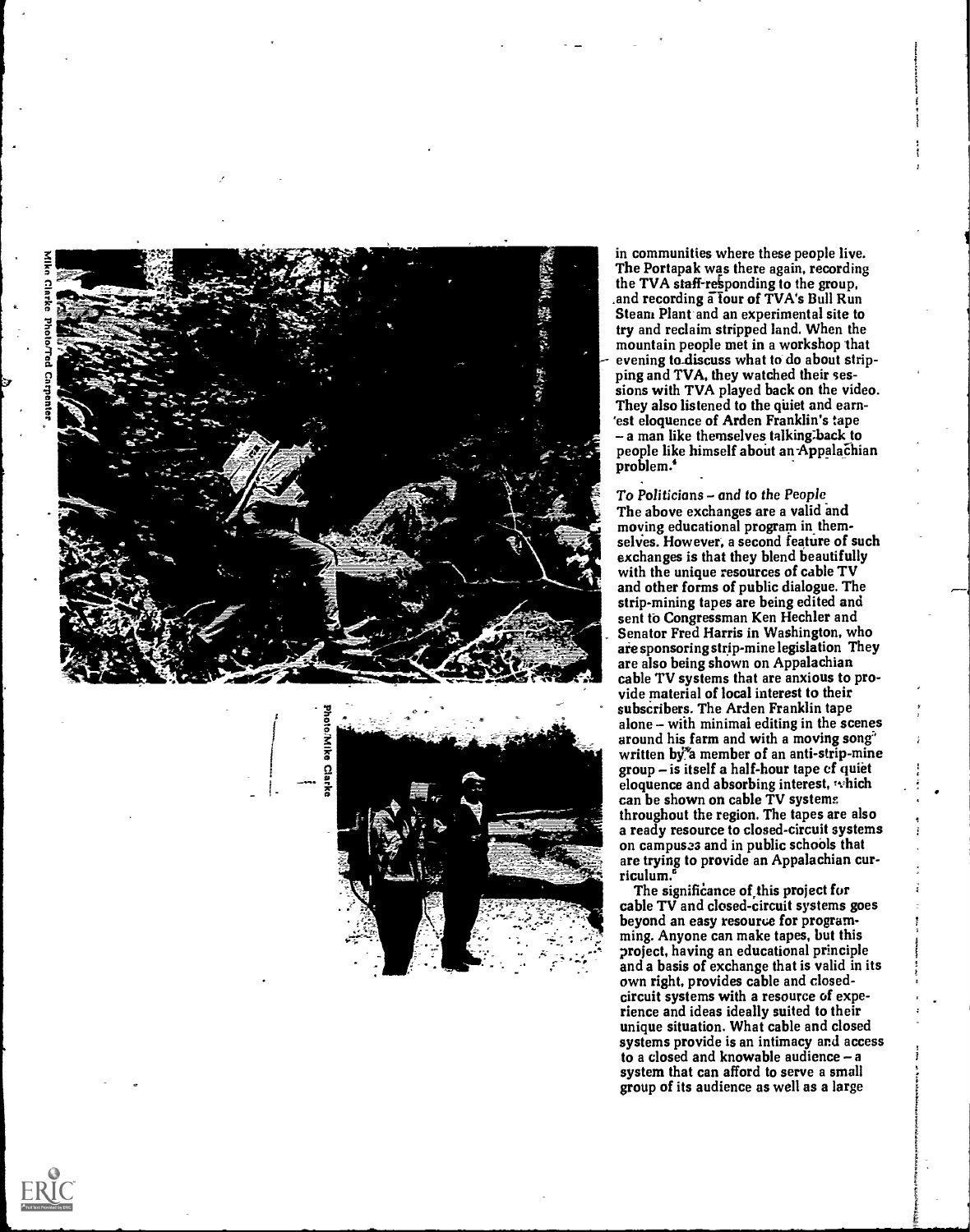in communities where these people live. The Portapak was there again, recording the TVA staff responding to the group, and recording a tour of TVA's Bull Run Steam Plant and an experimental site to try and reclaim stripped land. When the mountain people met in a workshop that evening to discuss what to do about stripping and TVA, they watched their sessions with TVA played back on the video. They also listened to the quiet and earnest eloquence of Arden Franklin's tape – a man like themselves talking back to people like himself about an Appalachian problem.[4]

*To Politicians – and to the People*

The above exchanges are a valid and moving educational program in themselves. However, a second feature of such exchanges is that they blend beautifully with the unique resources of cable TV and other forms of public dialogue. The strip-mining tapes are being edited and sent to Congressman Ken Hechler and Senator Fred Harris in Washington, who are sponsoring strip-mine legislation. They are also being shown on Appalachian cable TV systems that are anxious to provide material of local interest to their subscribers. The Arden Franklin tape alone – with minimal editing in the scenes around his farm and with a moving song written by a member of an anti-strip-mine group – is itself a half-hour tape of quiet eloquence and absorbing interest, which can be shown on cable TV systems throughout the region. The tapes are also a ready resource to closed-circuit systems on campuses and in public schools that are trying to provide an Appalachian curriculum.[5]

The significance of this project for cable TV and closed-circuit systems goes beyond an easy resource for programming. Anyone can make tapes, but this project, having an educational principle and a basis of exchange that is valid in its own right, provides cable and closed-circuit systems with a resource of experience and ideas ideally suited to their unique situation. What cable and closed systems provide is an intimacy and access to a closed and knowable audience – a system that can afford to serve a small group of its audience as well as a large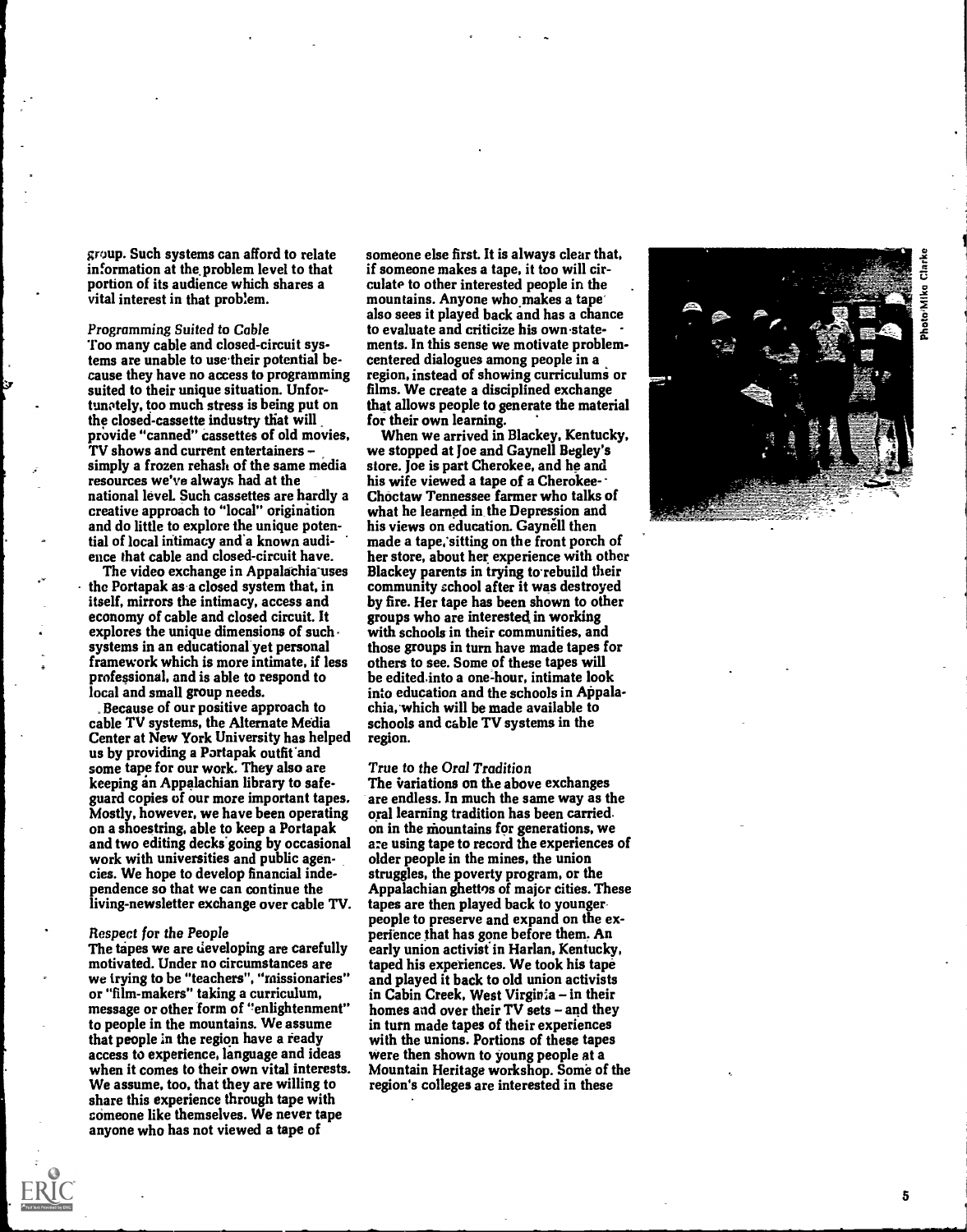group. Such systems can afford to relate information at the problem level to that portion of its audience which shares a vital interest in that problem.

*Programming Suited to Cable*

Too many cable and closed-circuit systems are unable to use their potential because they have no access to programming suited to their unique situation. Unfortunately, too much stress is being put on the closed-cassette industry that will provide "canned" cassettes of old movies, TV shows and current entertainers – simply a frozen rehash of the same media resources we've always had at the national level. Such cassettes are hardly a creative approach to "local" origination and do little to explore the unique potential of local intimacy and a known audience that cable and closed-circuit have.

The video exchange in Appalachia uses the Portapak as a closed system that, in itself, mirrors the intimacy, access and economy of cable and closed circuit. It explores the unique dimensions of such systems in an educational yet personal framework which is more intimate, if less professional, and is able to respond to local and small group needs.

Because of our positive approach to cable TV systems, the Alternate Media Center at New York University has helped us by providing a Portapak outfit and some tape for our work. They also are keeping an Appalachian library to safeguard copies of our more important tapes. Mostly, however, we have been operating on a shoestring, able to keep a Portapak and two editing decks going by occasional work with universities and public agencies. We hope to develop financial independence so that we can continue the living-newsletter exchange over cable TV.

*Respect for the People*

The tapes we are developing are carefully motivated. Under no circumstances are we trying to be "teachers", "missionaries" or "film-makers" taking a curriculum, message or other form of "enlightenment" to people in the mountains. We assume that people in the region have a ready access to experience, language and ideas when it comes to their own vital interests. We assume, too, that they are willing to share this experience through tape with someone like themselves. We never tape anyone who has not viewed a tape of someone else first. It is always clear that, if someone makes a tape, it too will circulate to other interested people in the mountains. Anyone who makes a tape also sees it played back and has a chance to evaluate and criticize his own statements. In this sense we motivate problem-centered dialogues among people in a region, instead of showing curriculums or films. We create a disciplined exchange that allows people to generate the material for their own learning.

When we arrived in Blackey, Kentucky, we stopped at Joe and Gaynell Begley's store. Joe is part Cherokee, and he and his wife viewed a tape of a Cherokee-Choctaw Tennessee farmer who talks of what he learned in the Depression and his views on education. Gaynell then made a tape, sitting on the front porch of her store, about her experience with other Blackey parents in trying to rebuild their community school after it was destroyed by fire. Her tape has been shown to other groups who are interested in working with schools in their communities, and those groups in turn have made tapes for others to see. Some of these tapes will be edited into a one-hour, intimate look into education and the schools in Appalachia, which will be made available to schools and cable TV systems in the region.

*True to the Oral Tradition*

The variations on the above exchanges are endless. In much the same way as the oral learning tradition has been carried on in the mountains for generations, we are using tape to record the experiences of older people in the mines, the union struggles, the poverty program, or the Appalachian ghettos of major cities. These tapes are then played back to younger people to preserve and expand on the experience that has gone before them. An early union activist in Harlan, Kentucky, taped his experiences. We took his tape and played it back to old union activists in Cabin Creek, West Virginia – in their homes and over their TV sets – and they in turn made tapes of their experiences with the unions. Portions of these tapes were then shown to young people at a Mountain Heritage workshop. Some of the region's colleges are interested in these

Photo/Miko Clarke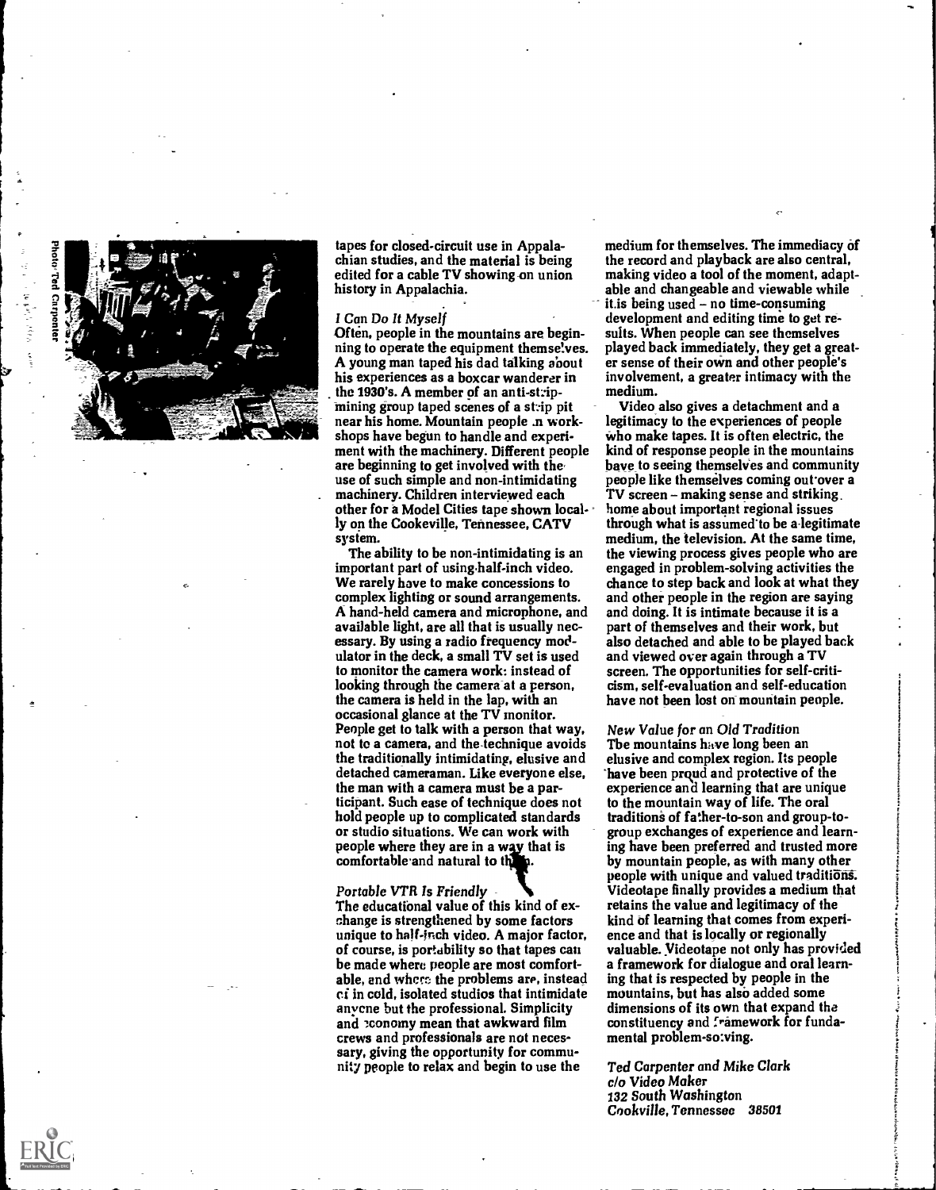Photo: Ted Carpenter

tapes for closed-circuit use in Appalachian studies, and the material is being edited for a cable TV showing on union history in Appalachia.

*I Can Do It Myself*

Often, people in the mountains are beginning to operate the equipment themselves. A young man taped his dad talking about his experiences as a boxcar wanderer in the 1930's. A member of an anti-strip-mining group taped scenes of a strip pit near his home. Mountain people in workshops have begun to handle and experiment with the machinery. Different people are beginning to get involved with the use of such simple and non-intimidating machinery. Children interviewed each other for a Model Cities tape shown locally on the Cookeville, Tennessee, CATV system.

The ability to be non-intimidating is an important part of using half-inch video. We rarely have to make concessions to complex lighting or sound arrangements. A hand-held camera and microphone, and available light, are all that is usually necessary. By using a radio frequency modulator in the deck, a small TV set is used to monitor the camera work: instead of looking through the camera at a person, the camera is held in the lap, with an occasional glance at the TV monitor. People get to talk with a person that way, not to a camera, and the technique avoids the traditionally intimidating, elusive and detached cameraman. Like everyone else, the man with a camera must be a participant. Such ease of technique does not hold people up to complicated standards or studio situations. We can work with people where they are in a way that is comfortable and natural to them.

*Portable VTR Is Friendly*

The educational value of this kind of exchange is strengthened by some factors unique to half-inch video. A major factor, of course, is portability so that tapes can be made where people are most comfortable, and where the problems are, instead of in cold, isolated studios that intimidate anyone but the professional. Simplicity and economy mean that awkward film crews and professionals are not necessary, giving the opportunity for community people to relax and begin to use the medium for themselves. The immediacy of the record and playback are also central, making video a tool of the moment, adaptable and changeable and viewable while it is being used – no time-consuming development and editing time to get results. When people can see themselves played back immediately, they get a greater sense of their own and other people's involvement, a greater intimacy with the medium.

Video also gives a detachment and a legitimacy to the experiences of people who make tapes. It is often electric, the kind of response people in the mountains have to seeing themselves and community people like themselves coming out over a TV screen – making sense and striking home about important regional issues through what is assumed to be a legitimate medium, the television. At the same time, the viewing process gives people who are engaged in problem-solving activities the chance to step back and look at what they and other people in the region are saying and doing. It is intimate because it is a part of themselves and their work, but also detached and able to be played back and viewed over again through a TV screen. The opportunities for self-criticism, self-evaluation and self-education have not been lost on mountain people.

*New Value for an Old Tradition*

The mountains have long been an elusive and complex region. Its people have been proud and protective of the experience and learning that are unique to the mountain way of life. The oral traditions of father-to-son and group-to-group exchanges of experience and learning have been preferred and trusted more by mountain people, as with many other people with unique and valued traditions. Videotape finally provides a medium that retains the value and legitimacy of the kind of learning that comes from experience and that is locally or regionally valuable. Videotape not only has provided a framework for dialogue and oral learning that is respected by people in the mountains, but has also added some dimensions of its own that expand the constituency and framework for fundamental problem-solving.

*Ted Carpenter and Mike Clark*
*c/o Video Maker*
*132 South Washington*
*Cookville, Tennessee 38501*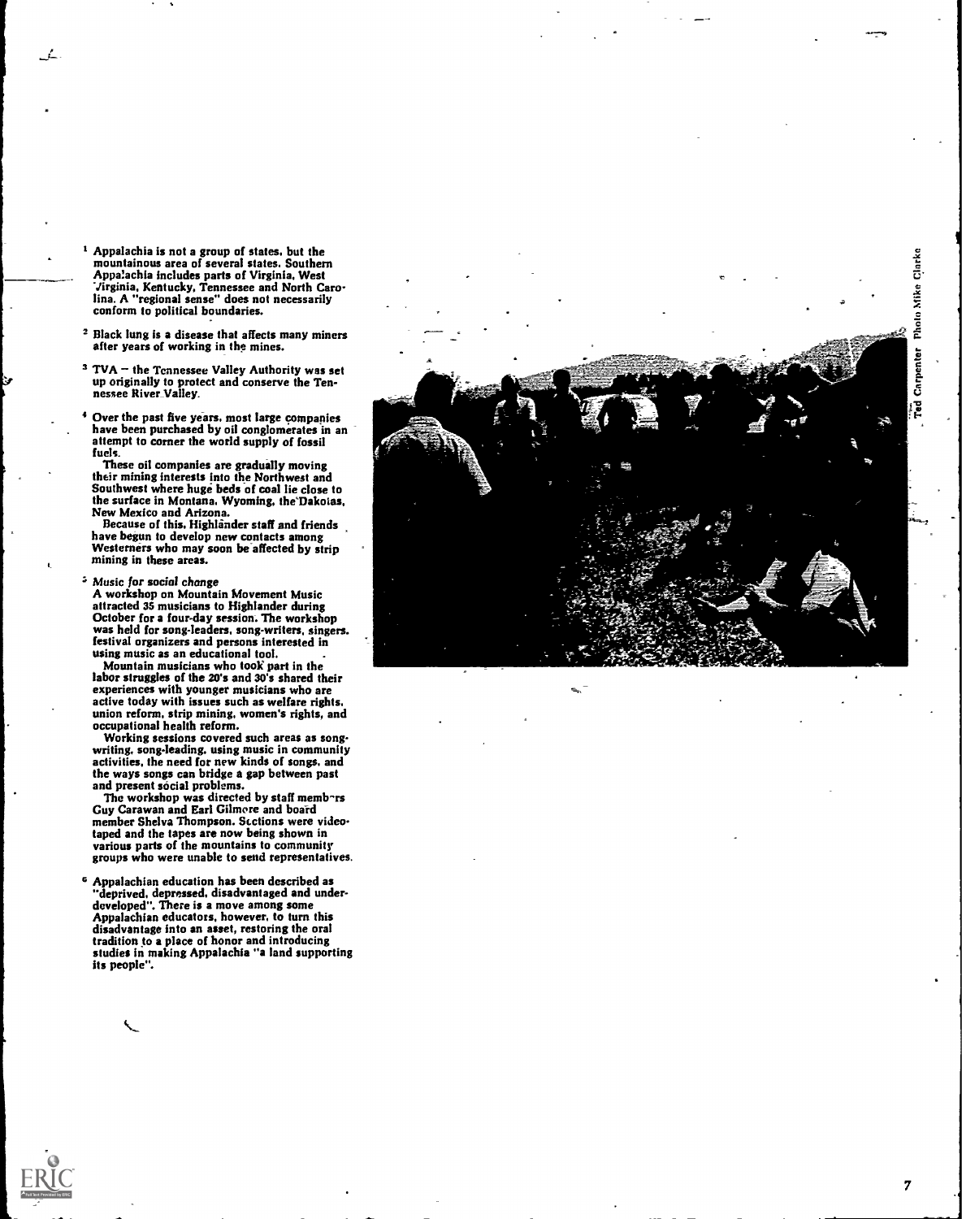[1] Appalachia is not a group of states, but the mountainous area of several states. Southern Appalachia includes parts of Virginia, West Virginia, Kentucky, Tennessee and North Carolina. A "regional sense" does not necessarily conform to political boundaries.

[2] Black lung is a disease that affects many miners after years of working in the mines.

[3] TVA — the Tennessee Valley Authority was set up originally to protect and conserve the Tennessee River Valley.

[4] Over the past five years, most large companies have been purchased by oil conglomerates in an attempt to corner the world supply of fossil fuels.

These oil companies are gradually moving their mining interests into the Northwest and Southwest where huge beds of coal lie close to the surface in Montana, Wyoming, the Dakotas, New Mexico and Arizona.

Because of this, Highlander staff and friends have begun to develop new contacts among Westerners who may soon be affected by strip mining in these areas.

[5] *Music for social change*

A workshop on Mountain Movement Music attracted 35 musicians to Highlander during October for a four-day session. The workshop was held for song-leaders, song-writers, singers, festival organizers and persons interested in using music as an educational tool.

Mountain musicians who took part in the labor struggles of the 20's and 30's shared their experiences with younger musicians who are active today with issues such as welfare rights, union reform, strip mining, women's rights, and occupational health reform.

Working sessions covered such areas as song-writing, song-leading, using music in community activities, the need for new kinds of songs, and the ways songs can bridge a gap between past and present social problems.

The workshop was directed by staff members Guy Carawan and Earl Gilmore and board member Shelva Thompson. Sections were video-taped and the tapes are now being shown in various parts of the mountains to community groups who were unable to send representatives.

[6] Appalachian education has been described as "deprived, depressed, disadvantaged and under-developed". There is a move among some Appalachian educators, however, to turn this disadvantage into an asset, restoring the oral tradition to a place of honor and introducing studies in making Appalachia "a land supporting its people".

Ted Carpenter Photo Mike Clarke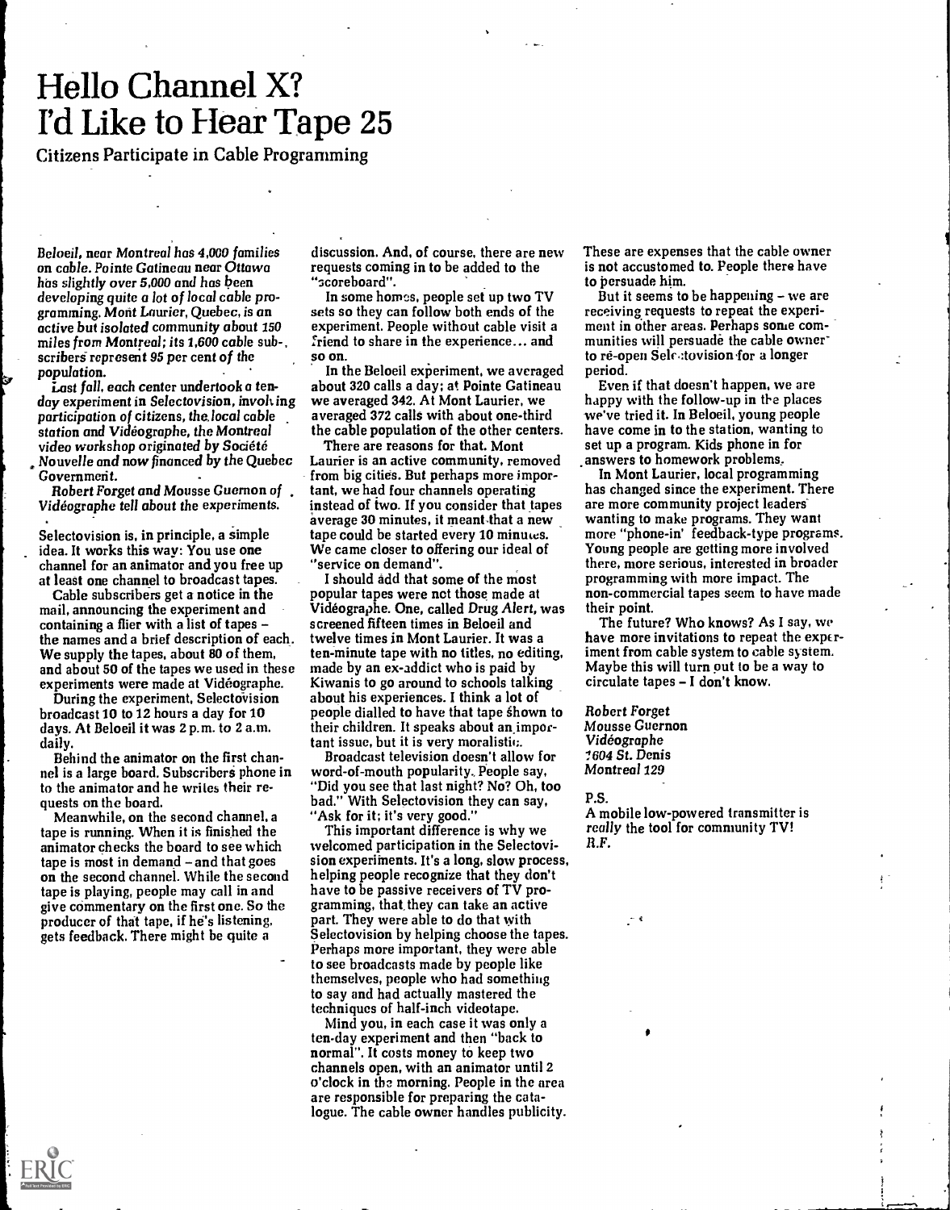# Hello Channel X? I'd Like to Hear Tape 25

## Citizens Participate in Cable Programming

*Beloeil, near Montreal has 4,000 families on cable. Pointe Gatineau near Ottawa has slightly over 5,000 and has been developing quite a lot of local cable programming. Mont Laurier, Quebec, is an active but isolated community about 150 miles from Montreal; its 1,600 cable subscribers represent 95 per cent of the population.*

*Last fall, each center undertook a ten-day experiment in Selectovision, involving participation of citizens, the local cable station and Vidéographe, the Montreal video workshop originated by Société Nouvelle and now financed by the Quebec Government.*

*Robert Forget and Mousse Guernon of Vidéographe tell about the experiments.*

Selectovision is, in principle, a simple idea. It works this way: You use one channel for an animator and you free up at least one channel to broadcast tapes.

Cable subscribers get a notice in the mail, announcing the experiment and containing a flier with a list of tapes – the names and a brief description of each. We supply the tapes, about 80 of them, and about 50 of the tapes we used in these experiments were made at Vidéographe.

During the experiment, Selectovision broadcast 10 to 12 hours a day for 10 days. At Beloeil it was 2 p.m. to 2 a.m. daily.

Behind the animator on the first channel is a large board. Subscribers phone in to the animator and he writes their requests on the board.

Meanwhile, on the second channel, a tape is running. When it is finished the animator checks the board to see which tape is most in demand – and that goes on the second channel. While the second tape is playing, people may call in and give commentary on the first one. So the producer of that tape, if he's listening, gets feedback. There might be quite a discussion. And, of course, there are new requests coming in to be added to the "scoreboard".

In some homes, people set up two TV sets so they can follow both ends of the experiment. People without cable visit a friend to share in the experience... and so on.

In the Beloeil experiment, we averaged about 320 calls a day; at Pointe Gatineau we averaged 342. At Mont Laurier, we averaged 372 calls with about one-third the cable population of the other centers.

There are reasons for that. Mont Laurier is an active community, removed from big cities. But perhaps more important, we had four channels operating instead of two. If you consider that tapes average 30 minutes, it meant that a new tape could be started every 10 minutes. We came closer to offering our ideal of "service on demand".

I should add that some of the most popular tapes were not those made at Vidéographe. One, called *Drug Alert*, was screened fifteen times in Beloeil and twelve times in Mont Laurier. It was a ten-minute tape with no titles, no editing, made by an ex-addict who is paid by Kiwanis to go around to schools talking about his experiences. I think a lot of people dialled to have that tape shown to their children. It speaks about an important issue, but it is very moralistic.

Broadcast television doesn't allow for word-of-mouth popularity. People say, "Did you see that last night? No? Oh, too bad." With Selectovision they can say, "Ask for it; it's very good."

This important difference is why we welcomed participation in the Selectovision experiments. It's a long, slow process, helping people recognize that they don't have to be passive receivers of TV programming, that they can take an active part. They were able to do that with Selectovision by helping choose the tapes. Perhaps more important, they were able to see broadcasts made by people like themselves, people who had something to say and had actually mastered the techniques of half-inch videotape.

Mind you, in each case it was only a ten-day experiment and then "back to normal". It costs money to keep two channels open, with an animator until 2 o'clock in the morning. People in the area are responsible for preparing the catalogue. The cable owner handles publicity. These are expenses that the cable owner is not accustomed to. People there have to persuade him.

But it seems to be happening – we are receiving requests to repeat the experiment in other areas. Perhaps some communities will persuade the cable owner to re-open Selectovision for a longer period.

Even if that doesn't happen, we are happy with the follow-up in the places we've tried it. In Beloeil, young people have come in to the station, wanting to set up a program. Kids phone in for answers to homework problems.

In Mont Laurier, local programming has changed since the experiment. There are more community project leaders wanting to make programs. They want more "phone-in" feedback-type programs. Young people are getting more involved there, more serious, interested in broader programming with more impact. The non-commercial tapes seem to have made their point.

The future? Who knows? As I say, we have more invitations to repeat the experiment from cable system to cable system. Maybe this will turn out to be a way to circulate tapes – I don't know.

*Robert Forget*
*Mousse Guernon*
*Vidéographe*
*1604 St. Denis*
*Montreal 129*

P.S.
A mobile low-powered transmitter is *really* the tool for community TV!
*R.F.*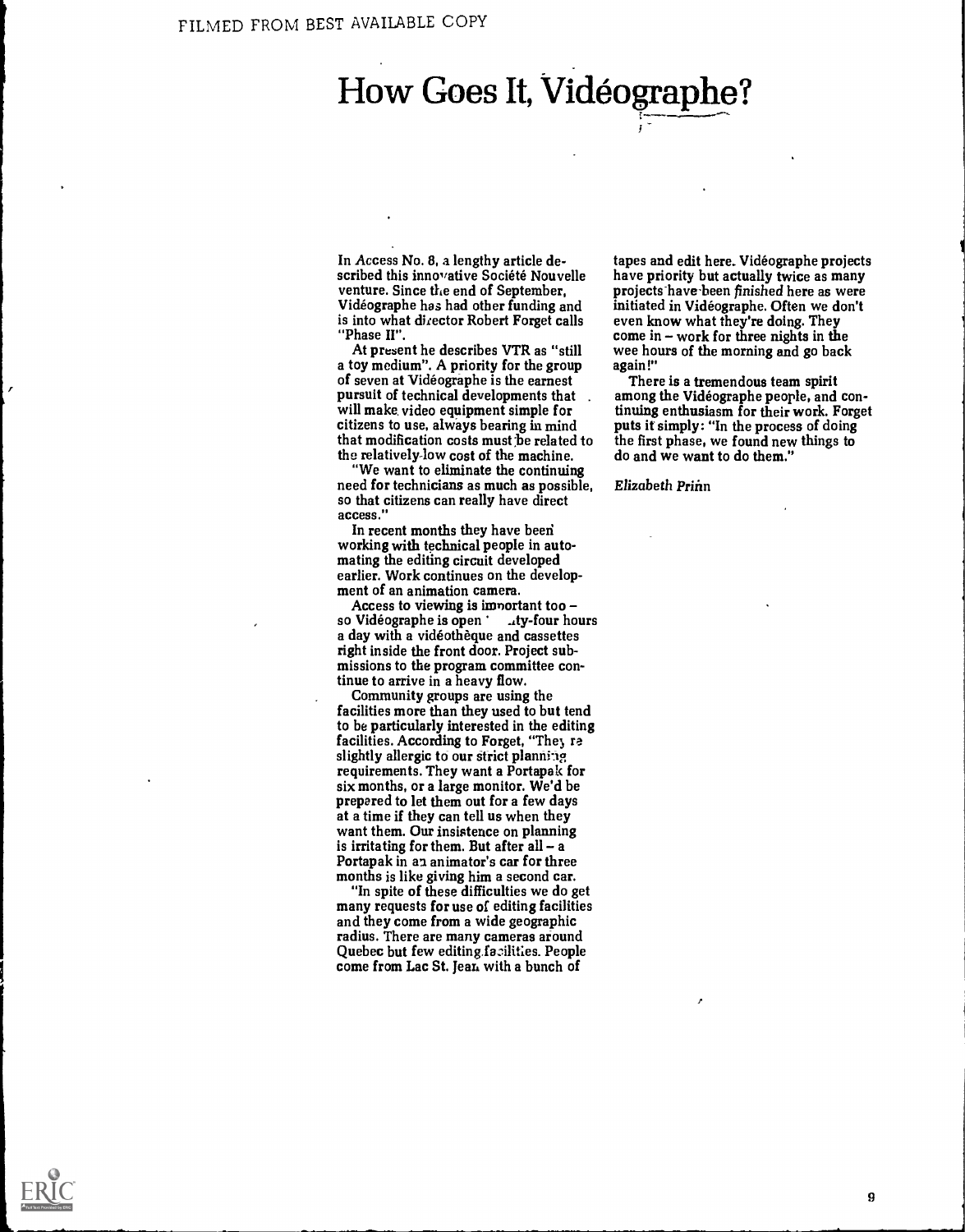# How Goes It, Vidéographe?

In *Access* No. 8, a lengthy article described this innovative Société Nouvelle venture. Since the end of September, Vidéographe has had other funding and is into what director Robert Forget calls "Phase II".

At present he describes VTR as "still a toy medium". A priority for the group of seven at Vidéographe is the earnest pursuit of technical developments that will make video equipment simple for citizens to use, always bearing in mind that modification costs must be related to the relatively-low cost of the machine.

"We want to eliminate the continuing need for technicians as much as possible, so that citizens can really have direct access."

In recent months they have been working with technical people in automating the editing circuit developed earlier. Work continues on the development of an animation camera.

Access to viewing is important too – so Vidéographe is open twenty-four hours a day with a vidéothèque and cassettes right inside the front door. Project submissions to the program committee continue to arrive in a heavy flow.

Community groups are using the facilities more than they used to but tend to be particularly interested in the editing facilities. According to Forget, "They're slightly allergic to our strict planning requirements. They want a Portapak for six months, or a large monitor. We'd be prepared to let them out for a few days at a time if they can tell us when they want them. Our insistence on planning is irritating for them. But after all – a Portapak in an animator's car for three months is like giving him a second car.

"In spite of these difficulties we do get many requests for use of editing facilities and they come from a wide geographic radius. There are many cameras around Quebec but few editing facilities. People come from Lac St. Jean with a bunch of tapes and edit here. Vidéographe projects have priority but actually twice as many projects have been *finished* here as were initiated in Vidéographe. Often we don't even know what they're doing. They come in – work for three nights in the wee hours of the morning and go back again!"

There is a tremendous team spirit among the Vidéographe people, and continuing enthusiasm for their work. Forget puts it simply: "In the process of doing the first phase, we found new things to do and we want to do them."

*Elizabeth Prinn*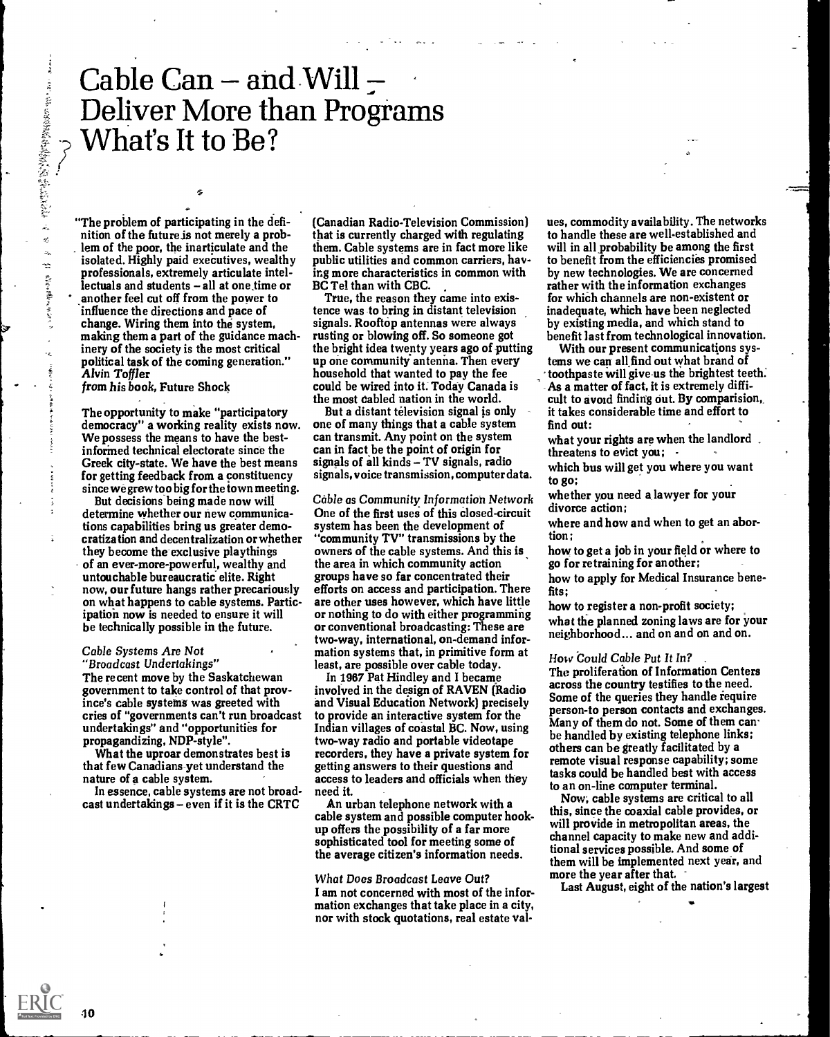# Cable Can – and Will – Deliver More than Programs What's It to Be?

"The problem of participating in the definition of the future is not merely a problem of the poor, the inarticulate and the isolated. Highly paid executives, wealthy professionals, extremely articulate intellectuals and students – all at one time or another feel cut off from the power to influence the directions and pace of change. Wiring them into the system, making them a part of the guidance machinery of the society is the most critical political task of the coming generation."
*Alvin Toffler*
*from his book,* Future Shock

The opportunity to make "participatory democracy" a working reality exists now. We possess the means to have the best-informed technical electorate since the Greek city-state. We have the best means for getting feedback from a constituency since we grew too big for the town meeting.

But decisions being made now will determine whether our new communications capabilities bring us greater democratization and decentralization or whether they become the exclusive playthings of an ever-more-powerful, wealthy and untouchable bureaucratic elite. Right now, our future hangs rather precariously on what happens to cable systems. Participation now is needed to ensure it will be technically possible in the future.

*Cable Systems Are Not "Broadcast Undertakings"*

The recent move by the Saskatchewan government to take control of that province's cable systems was greeted with cries of "governments can't run broadcast undertakings" and "opportunities for propagandizing, NDP-style".

What the uproar demonstrates best is that few Canadians yet understand the nature of a cable system.

In essence, cable systems are not broadcast undertakings – even if it is the CRTC (Canadian Radio-Television Commission) that is currently charged with regulating them. Cable systems are in fact more like public utilities and common carriers, having more characteristics in common with BC Tel than with CBC.

True, the reason they came into existence was to bring in distant television signals. Rooftop antennas were always rusting or blowing off. So someone got the bright idea twenty years ago of putting up one community antenna. Then every household that wanted to pay the fee could be wired into it. Today Canada is the most cabled nation in the world.

But a distant television signal is only one of many things that a cable system can transmit. Any point on the system can in fact be the point of origin for signals of all kinds – TV signals, radio signals, voice transmission, computer data.

*Cable as Community Information Network*

One of the first uses of this closed-circuit system has been the development of "community TV" transmissions by the owners of the cable systems. And this is the area in which community action groups have so far concentrated their efforts on access and participation. There are other uses however, which have little or nothing to do with either programming or conventional broadcasting: These are two-way, international, on-demand information systems that, in primitive form at least, are possible over cable today.

In 1967 Pat Hindley and I became involved in the design of RAVEN (Radio and Visual Education Network) precisely to provide an interactive system for the Indian villages of coastal BC. Now, using two-way radio and portable videotape recorders, they have a private system for getting answers to their questions and access to leaders and officials when they need it.

An urban telephone network with a cable system and possible computer hookup offers the possibility of a far more sophisticated tool for meeting some of the average citizen's information needs.

*What Does Broadcast Leave Out?*

I am not concerned with most of the information exchanges that take place in a city, nor with stock quotations, real estate values, commodity availability. The networks to handle these are well-established and will in all probability be among the first to benefit from the efficiencies promised by new technologies. We are concerned rather with the information exchanges for which channels are non-existent or inadequate, which have been neglected by existing media, and which stand to benefit last from technological innovation.

With our present communications systems we can all find out what brand of toothpaste will give us the brightest teeth. As a matter of fact, it is extremely difficult to avoid finding out. By comparision, it takes considerable time and effort to find out:

what your rights are when the landlord threatens to evict you;

which bus will get you where you want to go;

whether you need a lawyer for your divorce action;

where and how and when to get an abortion;

how to get a job in your field or where to go for retraining for another;

how to apply for Medical Insurance benefits;

how to register a non-profit society;

what the planned zoning laws are for your neighborhood... and on and on and on.

*How Could Cable Put It In?*

The proliferation of Information Centers across the country testifies to the need. Some of the queries they handle require person-to person contacts and exchanges. Many of them do not. Some of them can be handled by existing telephone links; others can be greatly facilitated by a remote visual response capability; some tasks could be handled best with access to an on-line computer terminal.

Now, cable systems are critical to all this, since the coaxial cable provides, or will provide in metropolitan areas, the channel capacity to make new and additional services possible. And some of them will be implemented next year, and more the year after that.

Last August, eight of the nation's largest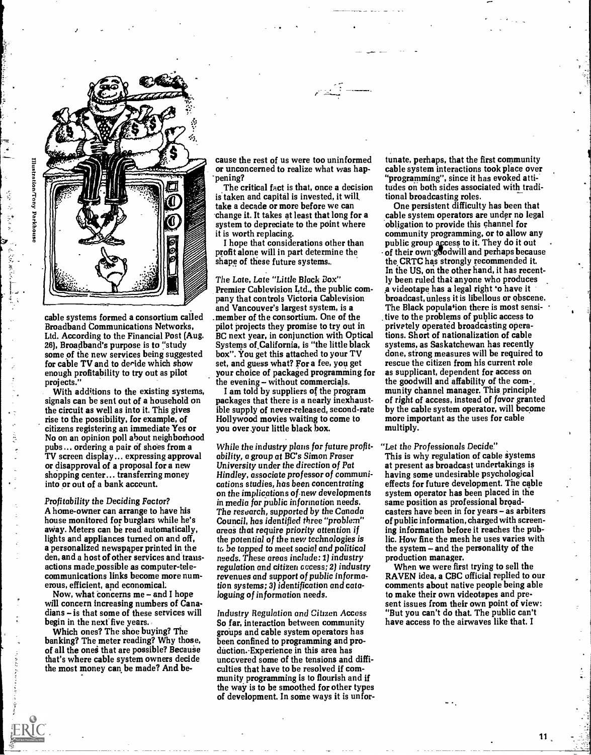cable systems formed a consortium called Broadband Communications Networks, Ltd. According to the Financial Post (Aug. 26), Broadband's purpose is to "study some of the new services being suggested for cable TV and to decide which show enough profitability to try out as pilot projects."

With additions to the existing systems, signals can be sent out of a household on the circuit as well as into it. This gives rise to the possibility, for example, of citizens registering an immediate Yes or No on an opinion poll about neighborhood pubs... ordering a pair of shoes from a TV screen display... expressing approval or disapproval of a proposal for a new shopping center... transferring money into or out of a bank account.

*Profitability the Deciding Factor?*

A home-owner can arrange to have his house monitored for burglars while he's away. Meters can be read automatically, lights and appliances turned on and off, a personalized newspaper printed in the den, and a host of other services and transactions made possible as computer-telecommunications links become more numerous, efficient, and economical.

Now, what concerns me – and I hope will concern increasing numbers of Canadians – is that some of these services will begin in the next five years.

Which ones? The shoe buying? The banking? The meter reading? Why those, of all the ones that are possible? Because that's where cable system owners decide the most money can be made? And because the rest of us were too uninformed or unconcerned to realize what was happening?

The critical fact is that, once a decision is taken and capital is invested, it will take a decade or more before we can change it. It takes at least that long for a system to depreciate to the point where it is worth replacing.

I hope that considerations other than profit alone will in part determine the shape of these future systems.

*The Late, Late "Little Black Box"*

Premier Cablevision Ltd., the public company that controls Victoria Cablevision and Vancouver's largest system, is a member of the consortium. One of the pilot projects they promise to try out in BC next year, in conjunction with Optical Systems of California, is "the little black box". You get this attached to your TV set, and guess what? For a fee, you get your choice of packaged programming for the evening – without commercials.

I am told by suppliers of the program packages that there is a nearly inexhaustible supply of never-released, second-rate Hollywood movies waiting to come to you over your little black box.

*While the industry plans for future profitability, a group at BC's Simon Fraser University under the direction of Pat Hindley, associate professor of communications studies, has been concentrating on the implications of new developments in media for public information needs. The research, supported by the Canada Council, has identified three "problem" areas that require priority attention if the potential of the new technologies is to be tapped to meet social and political needs. These areas include: 1) industry regulation and citizen access; 2) industry revenues and support of public information systems; 3) identification and cataloguing of information needs.*

*Industry Regulation and Citizen Access*

So far, interaction between community groups and cable system operators has been confined to programming and production. Experience in this area has uncovered some of the tensions and difficulties that have to be resolved if community programming is to flourish and if the way is to be smoothed for other types of development. In some ways it is unfortunate, perhaps, that the first community cable system interactions took place over "programming", since it has evoked attitudes on both sides associated with traditional broadcasting roles.

One persistent difficulty has been that cable system operators are under no legal obligation to provide this channel for community programming, or to allow any public group access to it. They do it out of their own goodwill and perhaps because the CRTC has strongly recommended it. In the US, on the other hand, it has recently been ruled that anyone who produces a videotape has a legal right to have it broadcast, unless it is libellous or obscene. The Black population there is most sensitive to the problems of public access to privately operated broadcasting operations. Short of nationalization of cable systems, as Saskatchewan has recently done, strong measures will be required to rescue the citizen from his current role as supplicant, dependent for access on the goodwill and affability of the community channel manager. This principle of *right* of access, instead of *favor* granted by the cable system operator, will become more important as the uses for cable multiply.

*"Let the Professionals Decide"*

This is why regulation of cable systems at present as broadcast undertakings is having some undesirable psychological effects for future development. The cable system operator has been placed in the same position as professional broadcasters have been in for years – as arbiters of public information, charged with screening information before it reaches the public. How fine the mesh he uses varies with the system – and the personality of the production manager.

When we were first trying to sell the RAVEN idea, a CBC official replied to our comments about native people being able to make their own videotapes and present issues from their own point of view: "But you can't do that. The public can't have access to the airwaves like that. I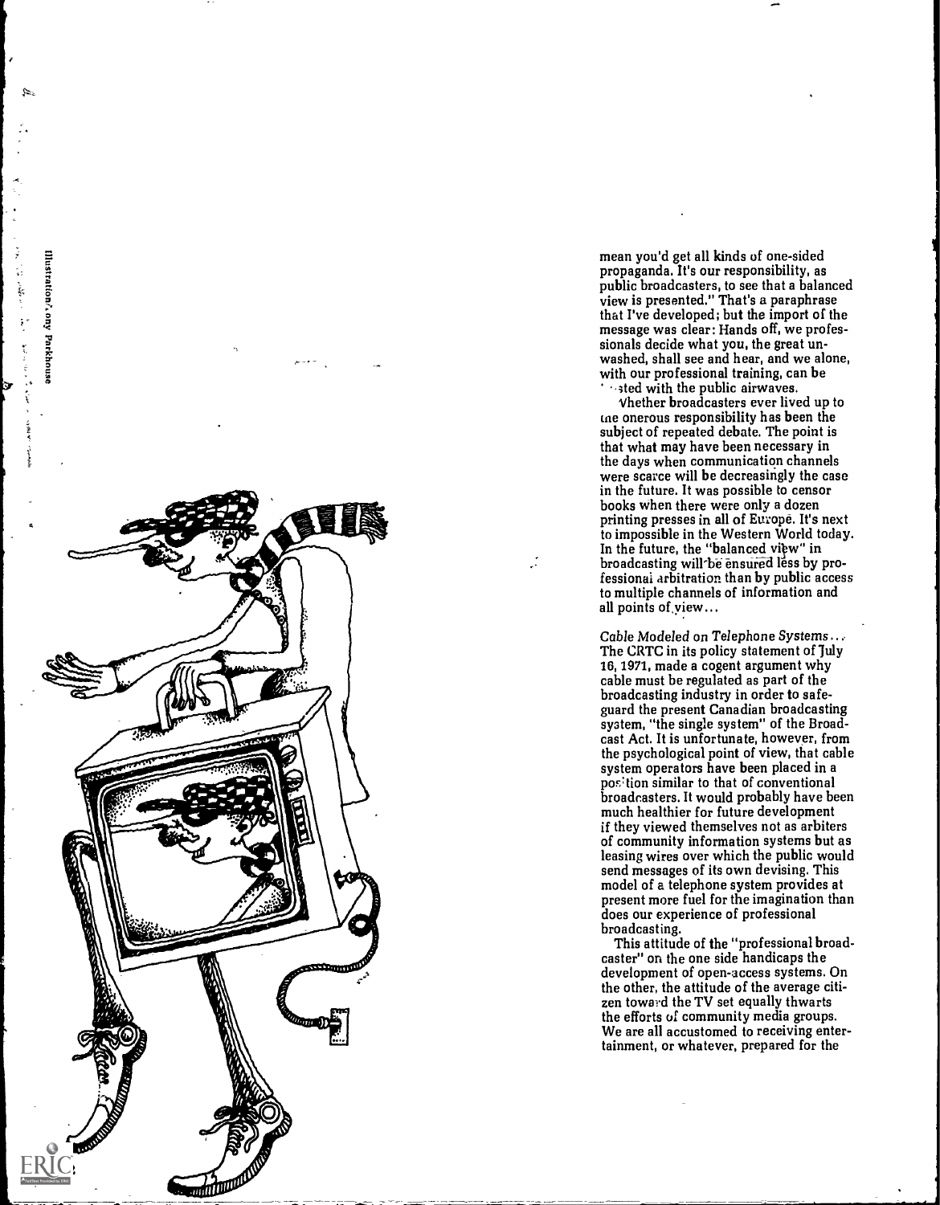mean you'd get all kinds of one-sided propaganda. It's our responsibility, as public broadcasters, to see that a balanced view is presented." That's a paraphrase that I've developed; but the import of the message was clear: Hands off, we professionals decide what you, the great unwashed, shall see and hear, and we alone, with our professional training, can be trusted with the public airwaves.

Whether broadcasters ever lived up to the onerous responsibility has been the subject of repeated debate. The point is that what may have been necessary in the days when communication channels were scarce will be decreasingly the case in the future. It was possible to censor books when there were only a dozen printing presses in all of Europe. It's next to impossible in the Western World today. In the future, the "balanced view" in broadcasting will be ensured less by professional arbitration than by public access to multiple channels of information and all points of view...

*Cable Modeled on Telephone Systems...* The CRTC in its policy statement of July 16, 1971, made a cogent argument why cable must be regulated as part of the broadcasting industry in order to safeguard the present Canadian broadcasting system, "the single system" of the Broadcast Act. It is unfortunate, however, from the psychological point of view, that cable system operators have been placed in a position similar to that of conventional broadcasters. It would probably have been much healthier for future development if they viewed themselves not as arbiters of community information systems but as leasing wires over which the public would send messages of its own devising. This model of a telephone system provides at present more fuel for the imagination than does our experience of professional broadcasting.

This attitude of the "professional broadcaster" on the one side handicaps the development of open-access systems. On the other, the attitude of the average citizen toward the TV set equally thwarts the efforts of community media groups. We are all accustomed to receiving entertainment, or whatever, prepared for the

Illustration/Tony Parkhouse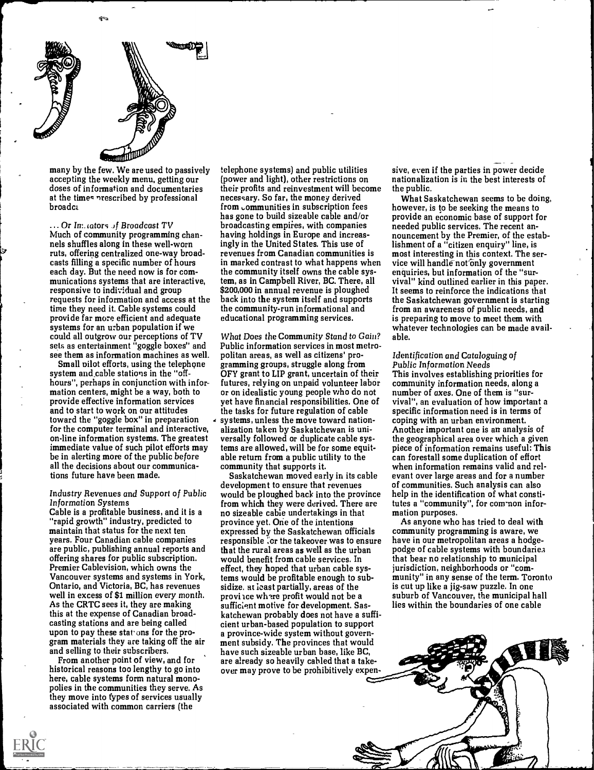many by the few. We are used to passively accepting the weekly menu, getting our doses of information and documentaries at the times prescribed by professional broadca

*... Or Imitators of Broadcast TV*

Much of community programming channels shuffles along in these well-worn ruts, offering centralized one-way broadcasts filling a specific number of hours each day. But the need now is for communications systems that are interactive, responsive to individual and group requests for information and access at the time they need it. Cable systems could provide far more efficient and adequate systems for an urban population if we could all outgrow our perceptions of TV sets as entertainment "goggle boxes" and see them as information machines as well.

Small pilot efforts, using the telephone system and cable stations in the "off-hours", perhaps in conjunction with information centers, might be a way, both to provide effective information services and to start to work on our attitudes toward the "goggle box" in preparation for the computer terminal and interactive, on-line information systems. The greatest immediate value of such pilot efforts may be in alerting more of the public before all the decisions about our communications future have been made.

*Industry Revenues and Support of Public Information Systems*

Cable is a profitable business, and it is a "rapid growth" industry, predicted to maintain that status for the next ten years. Four Canadian cable companies are public, publishing annual reports and offering shares for public subscription. Premier Cablevision, which owns the Vancouver systems and systems in York, Ontario, and Victoria, BC, has revenues well in excess of $1 million every month. As the CRTC sees it, they are making this at the expense of Canadian broadcasting stations and are being called upon to pay these stations for the program materials they are taking off the air and selling to their subscribers.

From another point of view, and for historical reasons too lengthy to go into here, cable systems form natural monopolies in the communities they serve. As they move into types of services usually associated with common carriers (the telephone systems) and public utilities (power and light), other restrictions on their profits and reinvestment will become necessary. So far, the money derived from communities in subscription fees has gone to build sizeable cable and/or broadcasting empires, with companies having holdings in Europe and increasingly in the United States. This use of revenues from Canadian communities is in marked contrast to what happens when the community itself owns the cable system, as in Campbell River, BC. There, all $200,000 in annual revenue is ploughed back into the system itself and supports the community-run informational and educational programming services.

*What Does the Community Stand to Gain?*

Public information services in most metropolitan areas, as well as citizens' programming groups, struggle along from OFY grant to LIP grant, uncertain of their futures, relying on unpaid volunteer labor or on idealistic young people who do not yet have financial responsibilities. One of the tasks for future regulation of cable systems, unless the move toward nationalization taken by Saskatchewan is universally followed or duplicate cable systems are allowed, will be for some equitable return from a public utility to the community that supports it.

Saskatchewan moved early in its cable development to ensure that revenues would be ploughed back into the province from which they were derived. There are no sizeable cable undertakings in that province yet. One of the intentions expressed by the Saskatchewan officials responsible for the takeover was to ensure that the rural areas as well as the urban would benefit from cable services. In effect, they hoped that urban cable systems would be profitable enough to subsidize, at least partially, areas of the province where profit would not be a sufficient motive for development. Saskatchewan probably does not have a sufficient urban-based population to support a province-wide system without government subsidy. The provinces that would have such sizeable urban base, like BC, are already so heavily cabled that a takeover may prove to be prohibitively expensive, even if the parties in power decide nationalization is in the best interests of the public.

What Saskatchewan seems to be doing, however, is to be seeking the means to provide an economic base of support for needed public services. The recent announcement by the Premier, of the establishment of a "citizen enquiry" line, is most interesting in this context. The service will handle not only government enquiries, but information of the "survival" kind outlined earlier in this paper. It seems to reinforce the indications that the Saskatchewan government is starting from an awareness of public needs, and is preparing to move to meet them with whatever technologies can be made available.

*Identification and Cataloguing of Public Information Needs*

This involves establishing priorities for community information needs, along a number of axes. One of them is "survival", an evaluation of how important a specific information need is in terms of coping with an urban environment. Another important one is an analysis of the geographical area over which a given piece of information remains useful: This can forestall some duplication of effort when information remains valid and relevant over large areas and for a number of communities. Such analysis can also help in the identification of what constitutes a "community", for common information purposes.

As anyone who has tried to deal with community programming is aware, we have in our metropolitan areas a hodgepodge of cable systems with boundaries that bear no relationship to municipal jurisdiction, neighborhoods or "community" in any sense of the term. Toronto is cut up like a jig-saw puzzle. In one suburb of Vancouver, the municipal hall lies within the boundaries of one cable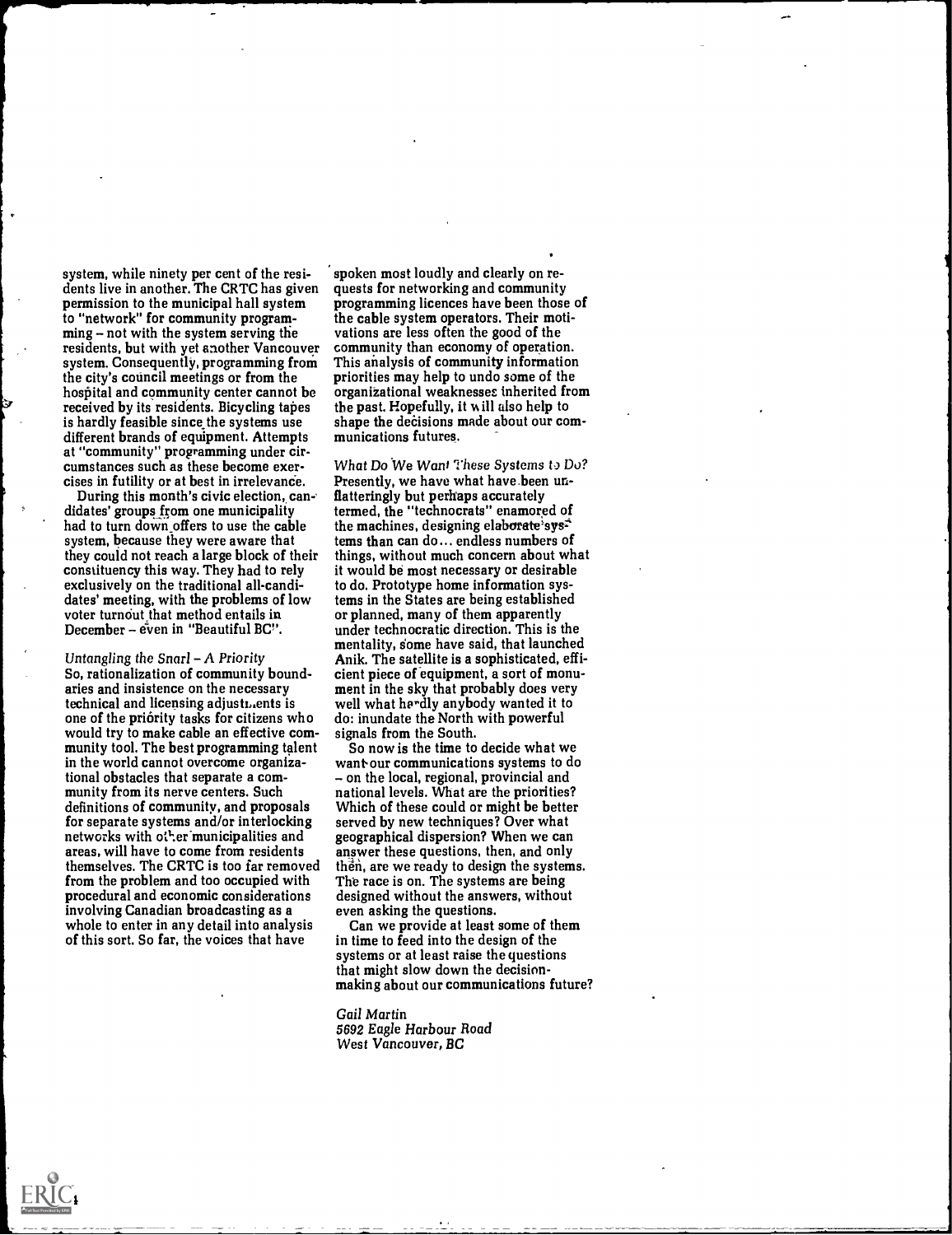system, while ninety per cent of the residents live in another. The CRTC has given permission to the municipal hall system to "network" for community programming – not with the system serving the residents, but with yet another Vancouver system. Consequently, programming from the city's council meetings or from the hospital and community center cannot be received by its residents. Bicycling tapes is hardly feasible since the systems use different brands of equipment. Attempts at "community" programming under circumstances such as these become exercises in futility or at best in irrelevance.

During this month's civic election, candidates' groups from one municipality had to turn down offers to use the cable system, because they were aware that they could not reach a large block of their constituency this way. They had to rely exclusively on the traditional all-candidates' meeting, with the problems of low voter turnout that method entails in December – even in "Beautiful BC".

*Untangling the Snarl – A Priority*

So, rationalization of community boundaries and insistence on the necessary technical and licensing adjustments is one of the priority tasks for citizens who would try to make cable an effective community tool. The best programming talent in the world cannot overcome organizational obstacles that separate a community from its nerve centers. Such definitions of community, and proposals for separate systems and/or interlocking networks with other municipalities and areas, will have to come from residents themselves. The CRTC is too far removed from the problem and too occupied with procedural and economic considerations involving Canadian broadcasting as a whole to enter in any detail into analysis of this sort. So far, the voices that have spoken most loudly and clearly on requests for networking and community programming licences have been those of the cable system operators. Their motivations are less often the good of the community than economy of operation. This analysis of community information priorities may help to undo some of the organizational weaknesses inherited from the past. Hopefully, it will also help to shape the decisions made about our communications futures.

*What Do We Want These Systems to Do?*

Presently, we have what have been unflatteringly but perhaps accurately termed, the "technocrats" enamored of the machines, designing elaborate systems than can do... endless numbers of things, without much concern about what it would be most necessary or desirable to do. Prototype home information systems in the States are being established or planned, many of them apparently under technocratic direction. This is the mentality, some have said, that launched Anik. The satellite is a sophisticated, efficient piece of equipment, a sort of monument in the sky that probably does very well what hardly anybody wanted it to do: inundate the North with powerful signals from the South.

So now is the time to decide what we want our communications systems to do – on the local, regional, provincial and national levels. What are the priorities? Which of these could or might be better served by new techniques? Over what geographical dispersion? When we can answer these questions, then, and only then, are we ready to design the systems. The race is on. The systems are being designed without the answers, without even asking the questions.

Can we provide at least some of them in time to feed into the design of the systems or at least raise the questions that might slow down the decision-making about our communications future?

*Gail Martin*
*5692 Eagle Harbour Road*
*West Vancouver, BC*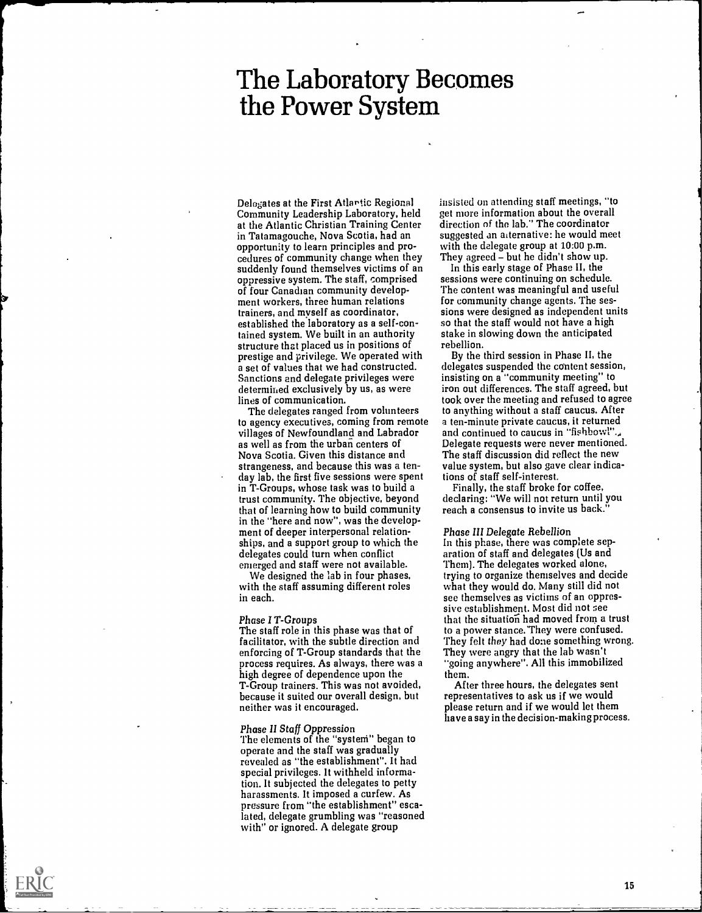# The Laboratory Becomes the Power System

Delegates at the First Atlantic Regional Community Leadership Laboratory, held at the Atlantic Christian Training Center in Tatamagouche, Nova Scotia, had an opportunity to learn principles and procedures of community change when they suddenly found themselves victims of an oppressive system. The staff, comprised of four Canadian community development workers, three human relations trainers, and myself as coordinator, established the laboratory as a self-contained system. We built in an authority structure that placed us in positions of prestige and privilege. We operated with a set of values that we had constructed. Sanctions and delegate privileges were determined exclusively by us, as were lines of communication.

The delegates ranged from volunteers to agency executives, coming from remote villages of Newfoundland and Labrador as well as from the urban centers of Nova Scotia. Given this distance and strangeness, and because this was a ten-day lab, the first five sessions were spent in T-Groups, whose task was to build a trust community. The objective, beyond that of learning how to build community in the "here and now", was the development of deeper interpersonal relationships, and a support group to which the delegates could turn when conflict emerged and staff were not available.

We designed the lab in four phases, with the staff assuming different roles in each.

*Phase I T-Groups*

The staff role in this phase was that of facilitator, with the subtle direction and enforcing of T-Group standards that the process requires. As always, there was a high degree of dependence upon the T-Group trainers. This was not avoided, because it suited our overall design, but neither was it encouraged.

*Phase II Staff Oppression*

The elements of the "system" began to operate and the staff was gradually revealed as "the establishment". It had special privileges. It withheld information. It subjected the delegates to petty harassments. It imposed a curfew. As pressure from "the establishment" escalated, delegate grumbling was "reasoned with" or ignored. A delegate group insisted on attending staff meetings, "to get more information about the overall direction of the lab." The coordinator suggested an alternative: he would meet with the delegate group at 10:00 p.m. They agreed – but he didn't show up.

In this early stage of Phase II, the sessions were continuing on schedule. The content was meaningful and useful for community change agents. The sessions were designed as independent units so that the staff would not have a high stake in slowing down the anticipated rebellion.

By the third session in Phase II, the delegates suspended the content session, insisting on a "community meeting" to iron out differences. The staff agreed, but took over the meeting and refused to agree to anything without a staff caucus. After a ten-minute private caucus, it returned and continued to caucus in "fishbowl". Delegate requests were never mentioned. The staff discussion did reflect the new value system, but also gave clear indications of staff self-interest.

Finally, the staff broke for coffee, declaring: "We will not return until you reach a consensus to invite us back."

*Phase III Delegate Rebellion*

In this phase, there was complete separation of staff and delegates (Us and Them). The delegates worked alone, trying to organize themselves and decide what they would do. Many still did not see themselves as victims of an oppressive establishment. Most did not see that the situation had moved from a trust to a power stance. They were confused. They felt *they* had done something wrong. They were angry that the lab wasn't "going anywhere". All this immobilized them.

After three hours, the delegates sent representatives to ask us if we would please return and if we would let them have a say in the decision-making process.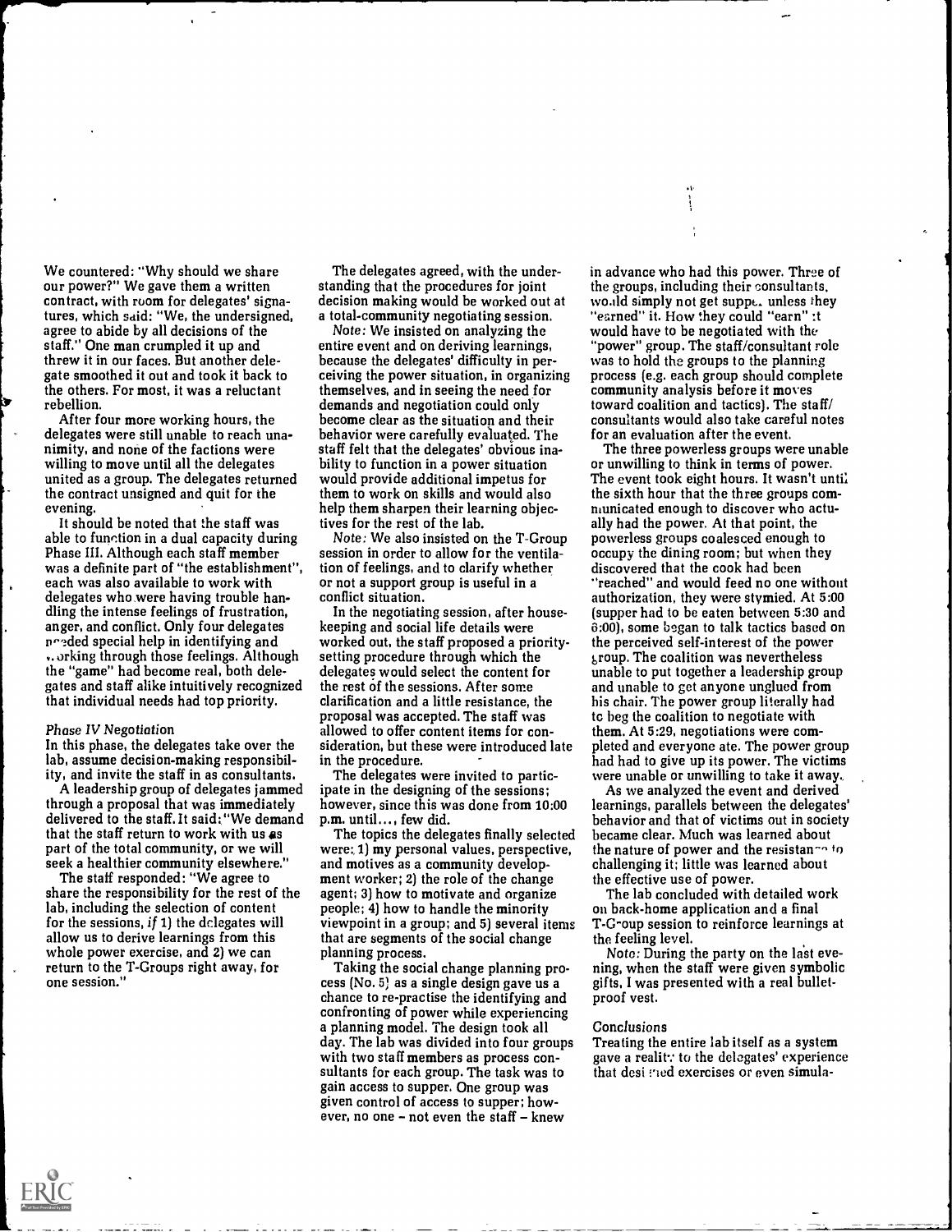We countered: "Why should we share our power?" We gave them a written contract, with room for delegates' signatures, which said: "We, the undersigned, agree to abide by all decisions of the staff." One man crumpled it up and threw it in our faces. But another delegate smoothed it out and took it back to the others. For most, it was a reluctant rebellion.

After four more working hours, the delegates were still unable to reach unanimity, and none of the factions were willing to move until all the delegates united as a group. The delegates returned the contract unsigned and quit for the evening.

It should be noted that the staff was able to function in a dual capacity during Phase III. Although each staff member was a definite part of "the establishment", each was also available to work with delegates who were having trouble handling the intense feelings of frustration, anger, and conflict. Only four delegates needed special help in identifying and working through those feelings. Although the "game" had become real, both delegates and staff alike intuitively recognized that individual needs had top priority.

### *Phase IV Negotiation*

In this phase, the delegates take over the lab, assume decision-making responsibility, and invite the staff in as consultants.

A leadership group of delegates jammed through a proposal that was immediately delivered to the staff. It said: "We demand that the staff return to work with us as part of the total community, or we will seek a healthier community elsewhere."

The staff responded: "We agree to share the responsibility for the rest of the lab, including the selection of content for the sessions, *if* 1) the delegates will allow us to derive learnings from this whole power exercise, and 2) we can return to the T-Groups right away, for one session."

The delegates agreed, with the understanding that the procedures for joint decision making would be worked out at a total-community negotiating session.

*Note:* We insisted on analyzing the entire event and on deriving learnings, because the delegates' difficulty in perceiving the power situation, in organizing themselves, and in seeing the need for demands and negotiation could only become clear as the situation and their behavior were carefully evaluated. The staff felt that the delegates' obvious inability to function in a power situation would provide additional impetus for them to work on skills and would also help them sharpen their learning objectives for the rest of the lab.

*Note:* We also insisted on the T-Group session in order to allow for the ventilation of feelings, and to clarify whether or not a support group is useful in a conflict situation.

In the negotiating session, after housekeeping and social life details were worked out, the staff proposed a priority-setting procedure through which the delegates would select the content for the rest of the sessions. After some clarification and a little resistance, the proposal was accepted. The staff was allowed to offer content items for consideration, but these were introduced late in the procedure.

The delegates were invited to participate in the designing of the sessions; however, since this was done from 10:00 p.m. until..., few did.

The topics the delegates finally selected were: 1) my personal values, perspective, and motives as a community development worker; 2) the role of the change agent; 3) how to motivate and organize people; 4) how to handle the minority viewpoint in a group; and 5) several items that are segments of the social change planning process.

Taking the social change planning process (No. 5) as a single design gave us a chance to re-practise the identifying and confronting of power while experiencing a planning model. The design took all day. The lab was divided into four groups with two staff members as process consultants for each group. The task was to gain access to supper. One group was given control of access to supper; however, no one – not even the staff – knew in advance who had this power. Three of the groups, including their consultants, would simply not get supper unless they "earned" it. How they could "earn" it would have to be negotiated with the "power" group. The staff/consultant role was to hold the groups to the planning process (e.g. each group should complete community analysis before it moves toward coalition and tactics). The staff/consultants would also take careful notes for an evaluation after the event.

The three powerless groups were unable or unwilling to think in terms of power. The event took eight hours. It wasn't until the sixth hour that the three groups communicated enough to discover who actually had the power. At that point, the powerless groups coalesced enough to occupy the dining room; but when they discovered that the cook had been "reached" and would feed no one without authorization, they were stymied. At 5:00 (supper had to be eaten between 5:30 and 6:00), some began to talk tactics based on the perceived self-interest of the power group. The coalition was nevertheless unable to put together a leadership group and unable to get anyone unglued from his chair. The power group literally had to beg the coalition to negotiate with them. At 5:29, negotiations were completed and everyone ate. The power group had had to give up its power. The victims were unable or unwilling to take it away.

As we analyzed the event and derived learnings, parallels between the delegates' behavior and that of victims out in society became clear. Much was learned about the nature of power and the resistance to challenging it; little was learned about the effective use of power.

The lab concluded with detailed work on back-home application and a final T-Group session to reinforce learnings at the feeling level.

*Note:* During the party on the last evening, when the staff were given symbolic gifts, I was presented with a real bullet-proof vest.

### *Conclusions*

Treating the entire lab itself as a system gave a reality to the delegates' experience that designed exercises or even simula-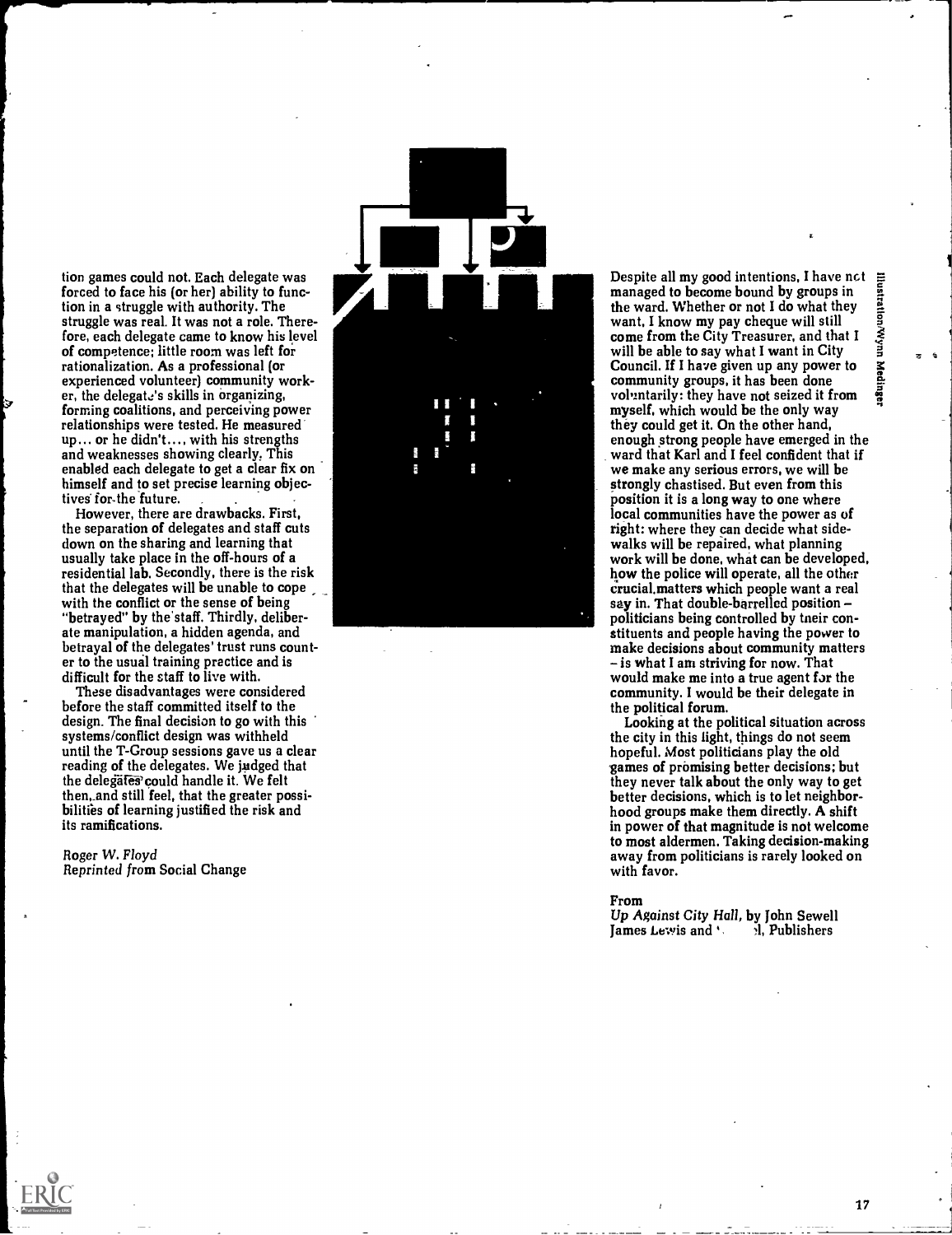tion games could not. Each delegate was forced to face his (or her) ability to function in a struggle with authority. The struggle was real. It was not a role. Therefore, each delegate came to know his level of competence; little room was left for rationalization. As a professional (or experienced volunteer) community worker, the delegate's skills in organizing, forming coalitions, and perceiving power relationships were tested. He measured up... or he didn't...., with his strengths and weaknesses showing clearly. This enabled each delegate to get a clear fix on himself and to set precise learning objectives for the future.

However, there are drawbacks. First, the separation of delegates and staff cuts down on the sharing and learning that usually take place in the off-hours of a residential lab. Secondly, there is the risk that the delegates will be unable to cope with the conflict or the sense of being "betrayed" by the staff. Thirdly, deliberate manipulation, a hidden agenda, and betrayal of the delegates' trust runs counter to the usual training practice and is difficult for the staff to live with.

These disadvantages were considered before the staff committed itself to the design. The final decision to go with this systems/conflict design was withheld until the T-Group sessions gave us a clear reading of the delegates. We judged that the delegates could handle it. We felt then, and still feel, that the greater possibilities of learning justified the risk and its ramifications.

*Roger W. Floyd*
*Reprinted from* Social Change

Despite all my good intentions, I have not managed to become bound by groups in the ward. Whether or not I do what they want, I know my pay cheque will still come from the City Treasurer, and that I will be able to say what I want in City Council. If I have given up any power to community groups, it has been done voluntarily: they have not seized it from myself, which would be the only way they could get it. On the other hand, enough strong people have emerged in the ward that Karl and I feel confident that if we make any serious errors, we will be strongly chastised. But even from this position it is a long way to one where local communities have the power as of right: where they can decide what sidewalks will be repaired, what planning work will be done, what can be developed, how the police will operate, all the other crucial matters which people want a real say in. That double-barrelled position – politicians being controlled by their constituents and people having the power to make decisions about community matters – is what I am striving for now. That would make me into a true agent for the community. I would be their delegate in the political forum.

Looking at the political situation across the city in this light, things do not seem hopeful. Most politicians play the old games of promising better decisions; but they never talk about the only way to get better decisions, which is to let neighborhood groups make them directly. A shift in power of that magnitude is not welcome to most aldermen. Taking decision-making away from politicians is rarely looked on with favor.

From
*Up Against City Hall*, by John Sewell
James Lewis and ʻ. ɔl, Publishers

Illustration/Wynn Medinger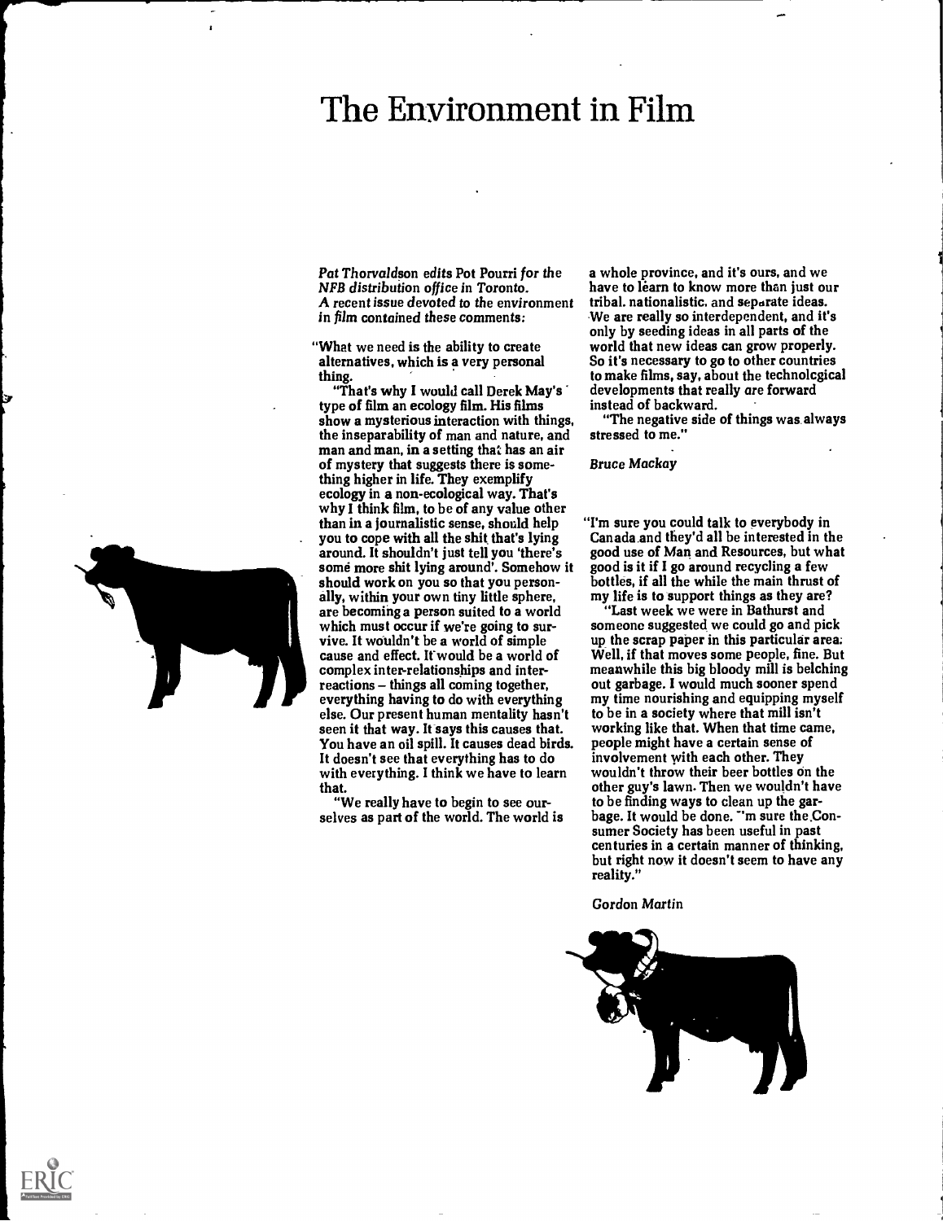# The Environment in Film

*Pat Thorvaldson edits Pot Pourri for the NFB distribution office in Toronto. A recent issue devoted to the environment in film contained these comments:*

"What we need is the ability to create alternatives, which is a very personal thing.

"That's why I would call Derek May's type of film an ecology film. His films show a mysterious interaction with things, the inseparability of man and nature, and man and man, in a setting that has an air of mystery that suggests there is something higher in life. They exemplify ecology in a non-ecological way. That's why I think film, to be of any value other than in a journalistic sense, should help you to cope with all the shit that's lying around. It shouldn't just tell you 'there's some more shit lying around'. Somehow it should work on you so that you personally, within your own tiny little sphere, are becoming a person suited to a world which must occur if we're going to survive. It wouldn't be a world of simple cause and effect. It would be a world of complex inter-relationships and interreactions – things all coming together, everything having to do with everything else. Our present human mentality hasn't seen it that way. It says this causes that. You have an oil spill. It causes dead birds. It doesn't see that everything has to do with everything. I think we have to learn that.

"We really have to begin to see ourselves as part of the world. The world is a whole province, and it's ours, and we have to learn to know more than just our tribal, nationalistic, and separate ideas. We are really so interdependent, and it's only by seeding ideas in all parts of the world that new ideas can grow properly. So it's necessary to go to other countries to make films, say, about the technolcgical developments that really are forward instead of backward.

"The negative side of things was always stressed to me."

*Bruce Mackay*

"I'm sure you could talk to everybody in Canada and they'd all be interested in the good use of Man and Resources, but what good is it if I go around recycling a few bottles, if all the while the main thrust of my life is to support things as they are?

"Last week we were in Bathurst and someone suggested we could go and pick up the scrap paper in this particular area. Well, if that moves some people, fine. But meanwhile this big bloody mill is belching out garbage. I would much sooner spend my time nourishing and equipping myself to be in a society where that mill isn't working like that. When that time came, people might have a certain sense of involvement with each other. They wouldn't throw their beer bottles on the other guy's lawn. Then we wouldn't have to be finding ways to clean up the garbage. It would be done. I'm sure the Consumer Society has been useful in past centuries in a certain manner of thinking, but right now it doesn't seem to have any reality."

*Gordon Martin*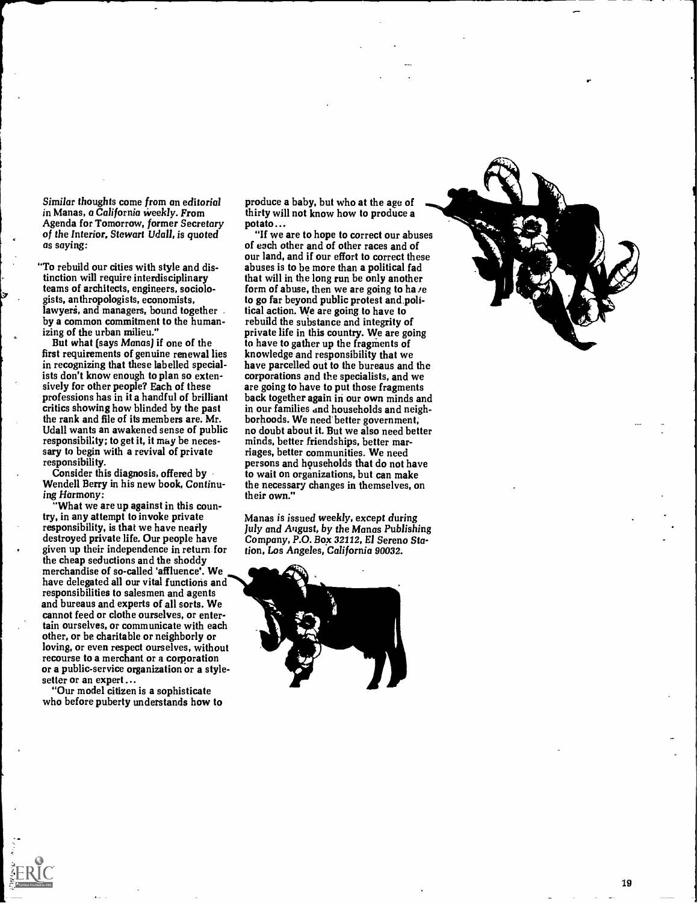*Similar thoughts come from an editorial in Manas, a California weekly. From Agenda for Tomorrow, former Secretary of the Interior, Stewart Udall, is quoted as saying:*

"To rebuild our cities with style and distinction will require interdisciplinary teams of architects, engineers, sociologists, anthropologists, economists, lawyers, and managers, bound together by a common commitment to the humanizing of the urban milieu."

But what (says *Manas*) if one of the first requirements of genuine renewal lies in recognizing that these labelled specialists don't know enough to plan so extensively for other people? Each of these professions has in it a handful of brilliant critics showing how blinded by the past the rank and file of its members are. Mr. Udall wants an awakened sense of public responsibility; to get it, it may be necessary to begin with a revival of private responsibility.

Consider this diagnosis, offered by Wendell Berry in his new book, *Continuing Harmony:*

"What we are up against in this country, in any attempt to invoke private responsibility, is that we have nearly destroyed private life. Our people have given up their independence in return for the cheap seductions and the shoddy merchandise of so-called 'affluence'. We have delegated all our vital functions and responsibilities to salesmen and agents and bureaus and experts of all sorts. We cannot feed or clothe ourselves, or entertain ourselves, or communicate with each other, or be charitable or neighborly or loving, or even respect ourselves, without recourse to a merchant or a corporation or a public-service organization or a style-setter or an expert...

"Our model citizen is a sophisticate who before puberty understands how to produce a baby, but who at the age of thirty will not know how to produce a potato...

"If we are to hope to correct our abuses of each other and of other races and of our land, and if our effort to correct these abuses is to be more than a political fad that will in the long run be only another form of abuse, then we are going to have to go far beyond public protest and political action. We are going to have to rebuild the substance and integrity of private life in this country. We are going to have to gather up the fragments of knowledge and responsibility that we have parcelled out to the bureaus and the corporations and the specialists, and we are going to have to put those fragments back together again in our own minds and in our families and households and neighborhoods. We need better government, no doubt about it. But we also need better minds, better friendships, better marriages, better communities. We need persons and households that do not have to wait on organizations, but can make the necessary changes in themselves, on their own."

*Manas is issued weekly, except during July and August, by the Manas Publishing Company, P.O. Box 32112, El Sereno Station, Los Angeles, California 90032.*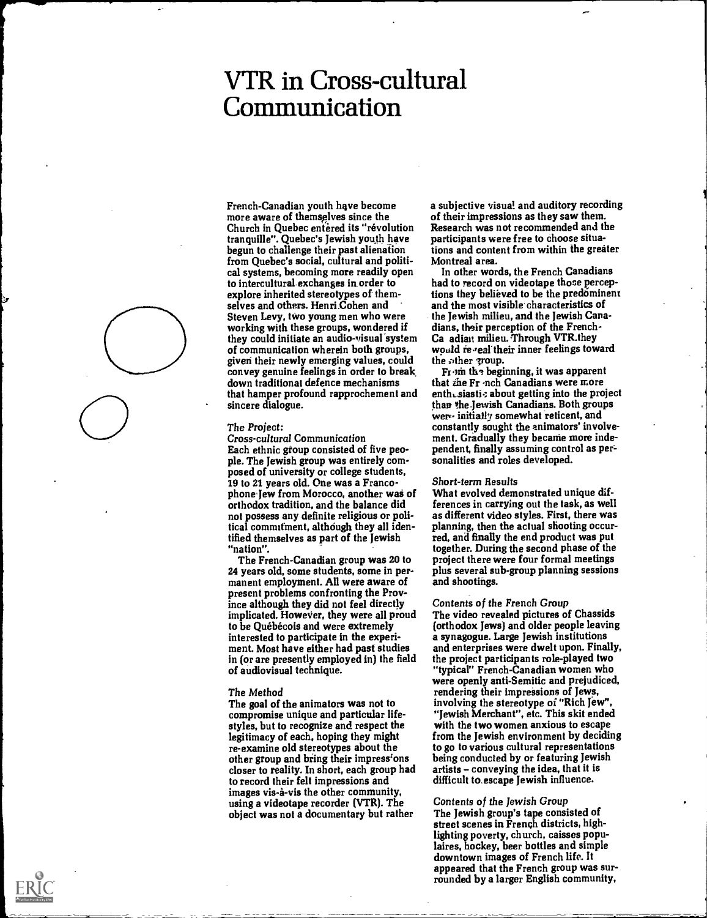# VTR in Cross-cultural Communication

French-Canadian youth have become more aware of themselves since the Church in Quebec entered its "révolution tranquille". Quebec's Jewish youth have begun to challenge their past alienation from Quebec's social, cultural and political systems, becoming more readily open to intercultural exchanges in order to explore inherited stereotypes of themselves and others. Henri Cohen and Steven Levy, two young men who were working with these groups, wondered if they could initiate an audio-visual system of communication wherein both groups, given their newly emerging values, could convey genuine feelings in order to break down traditional defence mechanisms that hamper profound rapprochement and sincere dialogue.

*The Project:*
*Cross-cultural Communication*
Each ethnic group consisted of five people. The Jewish group was entirely composed of university or college students, 19 to 21 years old. One was a Francophone Jew from Morocco, another was of orthodox tradition, and the balance did not possess any definite religious or political commitment, although they all identified themselves as part of the Jewish "nation".

The French-Canadian group was 20 to 24 years old, some students, some in permanent employment. All were aware of present problems confronting the Province although they did not feel directly implicated. However, they were all proud to be Québécois and were extremely interested to participate in the experiment. Most have either had past studies in (or are presently employed in) the field of audiovisual technique.

*The Method*
The goal of the animators was not to compromise unique and particular lifestyles, but to recognize and respect the legitimacy of each, hoping they might re-examine old stereotypes about the other group and bring their impressions closer to reality. In short, each group had to record their felt impressions and images vis-à-vis the other community, using a videotape recorder (VTR). The object was not a documentary but rather a subjective visual and auditory recording of their impressions as they saw them. Research was not recommended and the participants were free to choose situations and content from within the greater Montreal area.

In other words, the French Canadians had to record on videotape those perceptions they believed to be the predominant and the most visible characteristics of the Jewish milieu, and the Jewish Canadians, their perception of the French-Canadian milieu. Through VTR they would reveal their inner feelings toward the other group.

From the beginning, it was apparent that the French Canadians were more enthusiastic about getting into the project than the Jewish Canadians. Both groups were initially somewhat reticent, and constantly sought the animators' involvement. Gradually they became more independent, finally assuming control as personalities and roles developed.

*Short-term Results*
What evolved demonstrated unique differences in carrying out the task, as well as different video styles. First, there was planning, then the actual shooting occurred, and finally the end product was put together. During the second phase of the project there were four formal meetings plus several sub-group planning sessions and shootings.

*Contents of the French Group*
The video revealed pictures of Chassids (orthodox Jews) and older people leaving a synagogue. Large Jewish institutions and enterprises were dwelt upon. Finally, the project participants role-played two "typical" French-Canadian women who were openly anti-Semitic and prejudiced, rendering their impressions of Jews, involving the stereotype of "Rich Jew", "Jewish Merchant", etc. This skit ended with the two women anxious to escape from the Jewish environment by deciding to go to various cultural representations being conducted by or featuring Jewish artists – conveying the idea, that it is difficult to escape Jewish influence.

*Contents of the Jewish Group*
The Jewish group's tape consisted of street scenes in French districts, highlighting poverty, church, caisses populaires, hockey, beer bottles and simple downtown images of French life. It appeared that the French group was surrounded by a larger English community,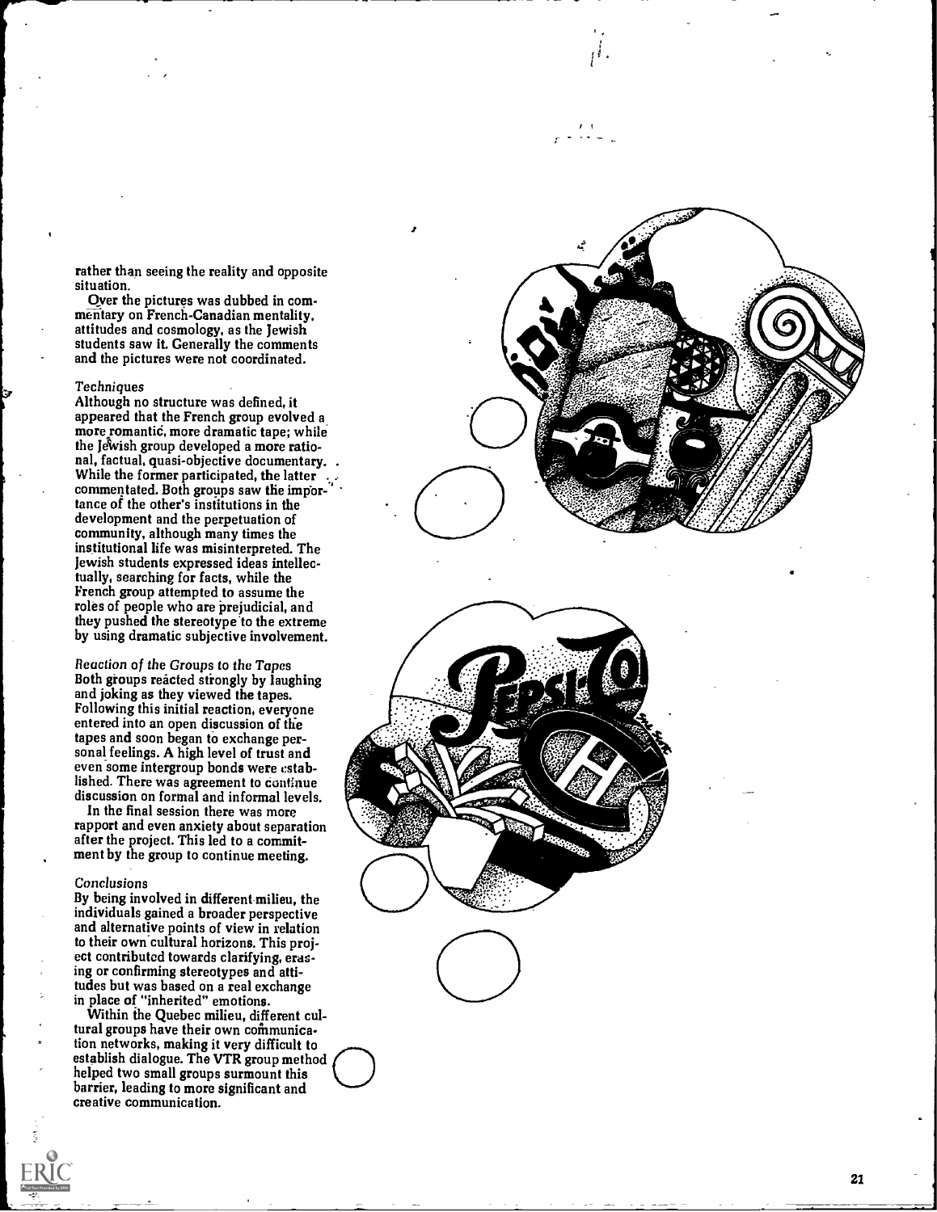rather than seeing the reality and opposite situation.

Over the pictures was dubbed in commentary on French-Canadian mentality, attitudes and cosmology, as the Jewish students saw it. Generally the comments and the pictures were not coordinated.

*Techniques*

Although no structure was defined, it appeared that the French group evolved a more romantic, more dramatic tape; while the Jewish group developed a more rational, factual, quasi-objective documentary. While the former participated, the latter commentated. Both groups saw the importance of the other's institutions in the development and the perpetuation of community, although many times the institutional life was misinterpreted. The Jewish students expressed ideas intellectually, searching for facts, while the French group attempted to assume the roles of people who are prejudicial, and they pushed the stereotype to the extreme by using dramatic subjective involvement.

*Reaction of the Groups to the Tapes*

Both groups reacted strongly by laughing and joking as they viewed the tapes. Following this initial reaction, everyone entered into an open discussion of the tapes and soon began to exchange personal feelings. A high level of trust and even some intergroup bonds were established. There was agreement to continue discussion on formal and informal levels.

In the final session there was more rapport and even anxiety about separation after the project. This led to a commitment by the group to continue meeting.

*Conclusions*

By being involved in different milieu, the individuals gained a broader perspective and alternative points of view in relation to their own cultural horizons. This project contributed towards clarifying, erasing or confirming stereotypes and attitudes but was based on a real exchange in place of "inherited" emotions.

Within the Quebec milieu, different cultural groups have their own communication networks, making it very difficult to establish dialogue. The VTR group method helped two small groups surmount this barrier, leading to more significant and creative communication.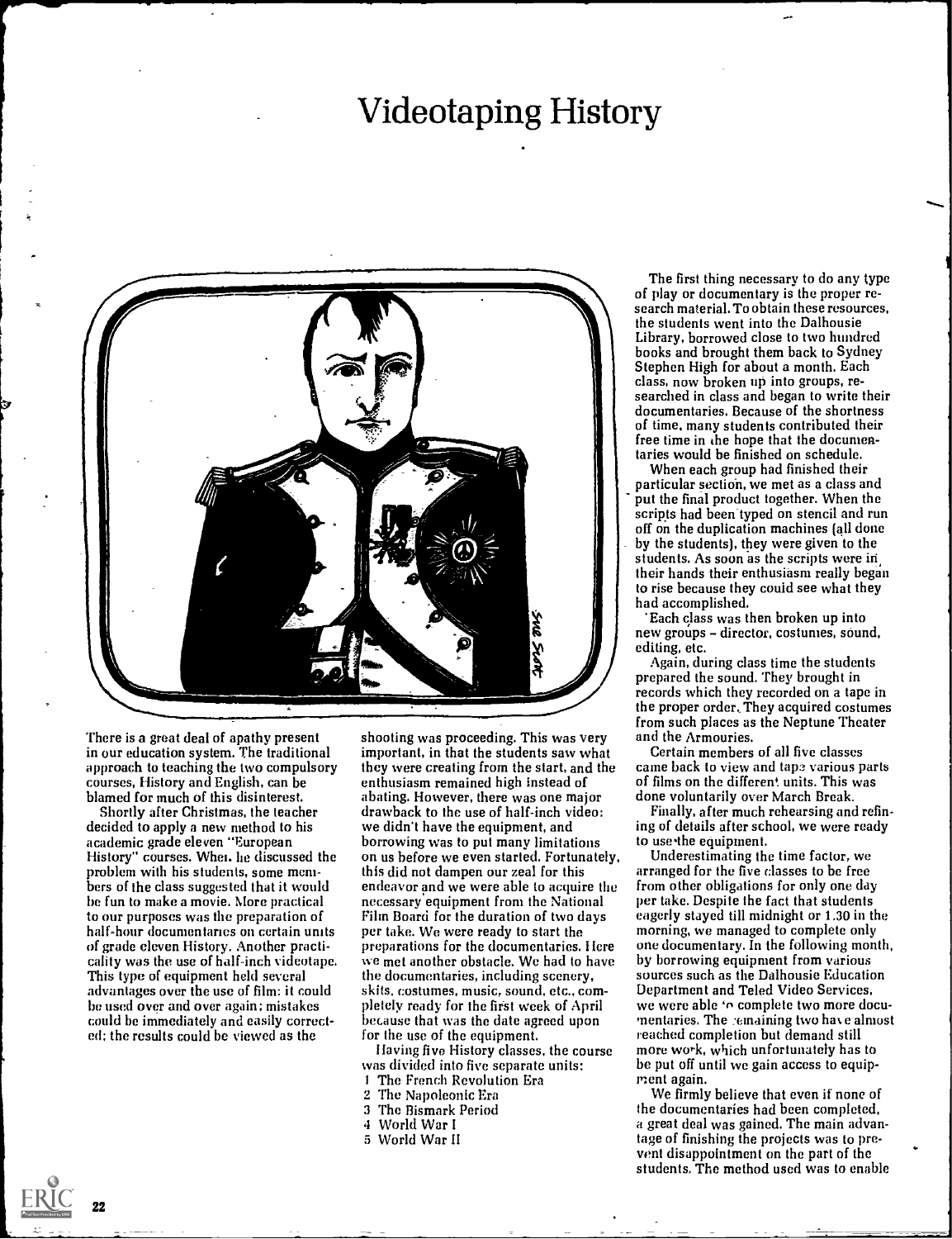# Videotaping History

There is a great deal of apathy present in our education system. The traditional approach to teaching the two compulsory courses, History and English, can be blamed for much of this disinterest.

Shortly after Christmas, the teacher decided to apply a new method to his academic grade eleven "European History" courses. When he discussed the problem with his students, some members of the class suggested that it would be fun to make a movie. More practical to our purposes was the preparation of half-hour documentaries on certain units of grade eleven History. Another practicality was the use of half-inch videotape. This type of equipment held several advantages over the use of film: it could be used over and over again; mistakes could be immediately and easily corrected; the results could be viewed as the shooting was proceeding. This was very important, in that the students saw what they were creating from the start, and the enthusiasm remained high instead of abating. However, there was one major drawback to the use of half-inch video: we didn't have the equipment, and borrowing was to put many limitations on us before we even started. Fortunately, this did not dampen our zeal for this endeavor and we were able to acquire the necessary equipment from the National Film Board for the duration of two days per take. We were ready to start the preparations for the documentaries. Here we met another obstacle. We had to have the documentaries, including scenery, skits, costumes, music, sound, etc., completely ready for the first week of April because that was the date agreed upon for the use of the equipment.

Having five History classes, the course was divided into five separate units:

1. The French Revolution Era
2. The Napoleonic Era
3. The Bismark Period
4. World War I
5. World War II

The first thing necessary to do any type of play or documentary is the proper research material. To obtain these resources, the students went into the Dalhousie Library, borrowed close to two hundred books and brought them back to Sydney Stephen High for about a month. Each class, now broken up into groups, researched in class and began to write their documentaries. Because of the shortness of time, many students contributed their free time in the hope that the documentaries would be finished on schedule.

When each group had finished their particular section, we met as a class and put the final product together. When the scripts had been typed on stencil and run off on the duplication machines (all done by the students), they were given to the students. As soon as the scripts were in their hands their enthusiasm really began to rise because they could see what they had accomplished.

Each class was then broken up into new groups – director, costumes, sound, editing, etc.

Again, during class time the students prepared the sound. They brought in records which they recorded on a tape in the proper order. They acquired costumes from such places as the Neptune Theater and the Armouries.

Certain members of all five classes came back to view and tape various parts of films on the different units. This was done voluntarily over March Break.

Finally, after much rehearsing and refining of details after school, we were ready to use the equipment.

Underestimating the time factor, we arranged for the five classes to be free from other obligations for only one day per take. Despite the fact that students eagerly stayed till midnight or 1.30 in the morning, we managed to complete only one documentary. In the following month, by borrowing equipment from various sources such as the Dalhousie Education Department and Teled Video Services, we were able to complete two more documentaries. The remaining two have almost reached completion but demand still more work, which unfortunately has to be put off until we gain access to equipment again.

We firmly believe that even if none of the documentaries had been completed, a great deal was gained. The main advantage of finishing the projects was to prevent disappointment on the part of the students. The method used was to enable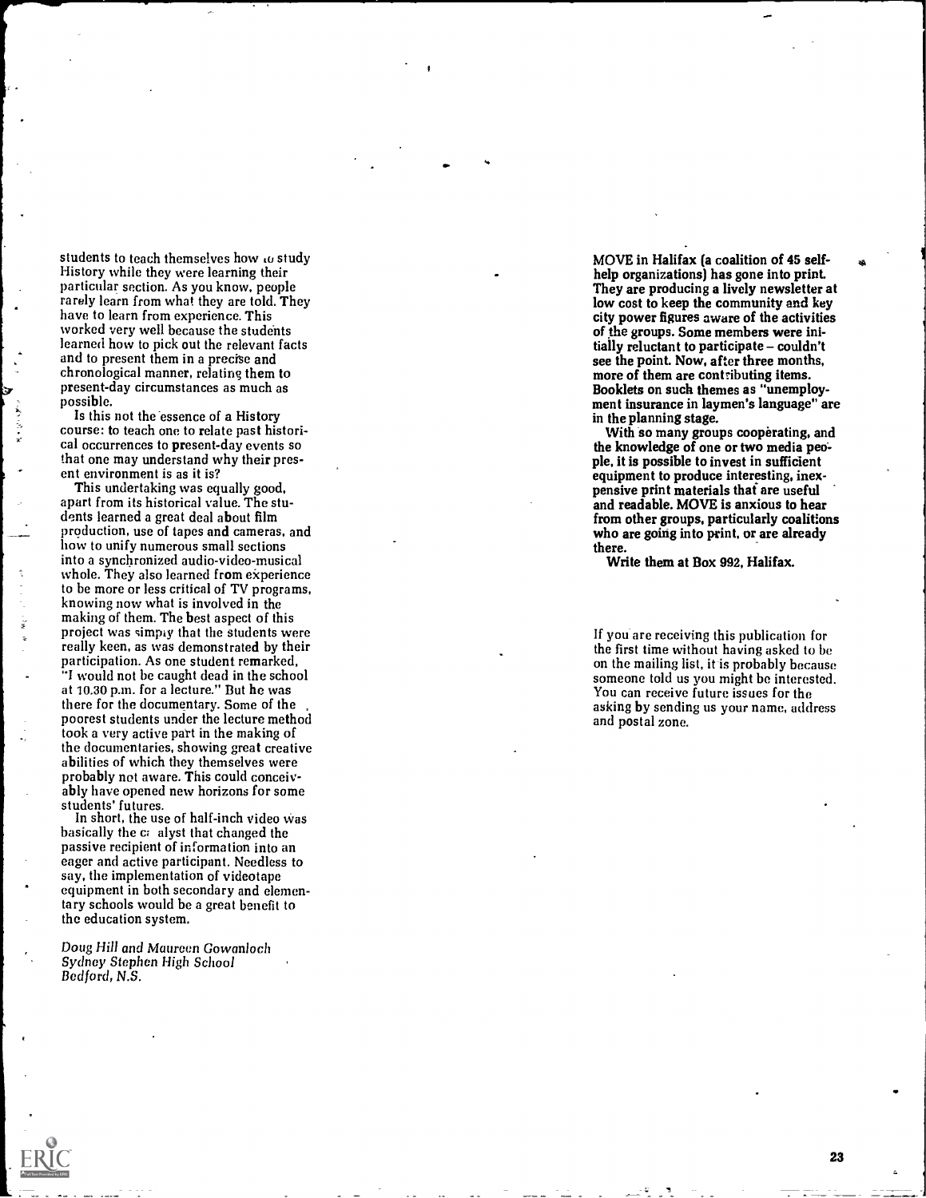students to teach themselves how to study History while they were learning their particular section. As you know, people rarely learn from what they are told. They have to learn from experience. This worked very well because the students learned how to pick out the relevant facts and to present them in a precise and chronological manner, relating them to present-day circumstances as much as possible.

Is this not the essence of a History course: to teach one to relate past historical occurrences to present-day events so that one may understand why their present environment is as it is?

This undertaking was equally good, apart from its historical value. The students learned a great deal about film production, use of tapes and cameras, and how to unify numerous small sections into a synchronized audio-video-musical whole. They also learned from experience to be more or less critical of TV programs, knowing now what is involved in the making of them. The best aspect of this project was simply that the students were really keen, as was demonstrated by their participation. As one student remarked, "I would not be caught dead in the school at 10.30 p.m. for a lecture." But he was there for the documentary. Some of the poorest students under the lecture method took a very active part in the making of the documentaries, showing great creative abilities of which they themselves were probably not aware. This could conceivably have opened new horizons for some students' futures.

In short, the use of half-inch video was basically the catalyst that changed the passive recipient of information into an eager and active participant. Needless to say, the implementation of videotape equipment in both secondary and elementary schools would be a great benefit to the education system.

*Doug Hill and Maureen Gowanloch*
*Sydney Stephen High School*
*Bedford, N.S.*

**MOVE in Halifax (a coalition of 45 self-help organizations) has gone into print. They are producing a lively newsletter at low cost to keep the community and key city power figures aware of the activities of the groups. Some members were initially reluctant to participate – couldn't see the point. Now, after three months, more of them are contributing items. Booklets on such themes as "unemployment insurance in laymen's language" are in the planning stage.**

**With so many groups cooperating, and the knowledge of one or two media people, it is possible to invest in sufficient equipment to produce interesting, inexpensive print materials that are useful and readable. MOVE is anxious to hear from other groups, particularly coalitions who are going into print, or are already there.**

**Write them at Box 992, Halifax.**

If you are receiving this publication for the first time without having asked to be on the mailing list, it is probably because someone told us you might be interested. You can receive future issues for the asking by sending us your name, address and postal zone.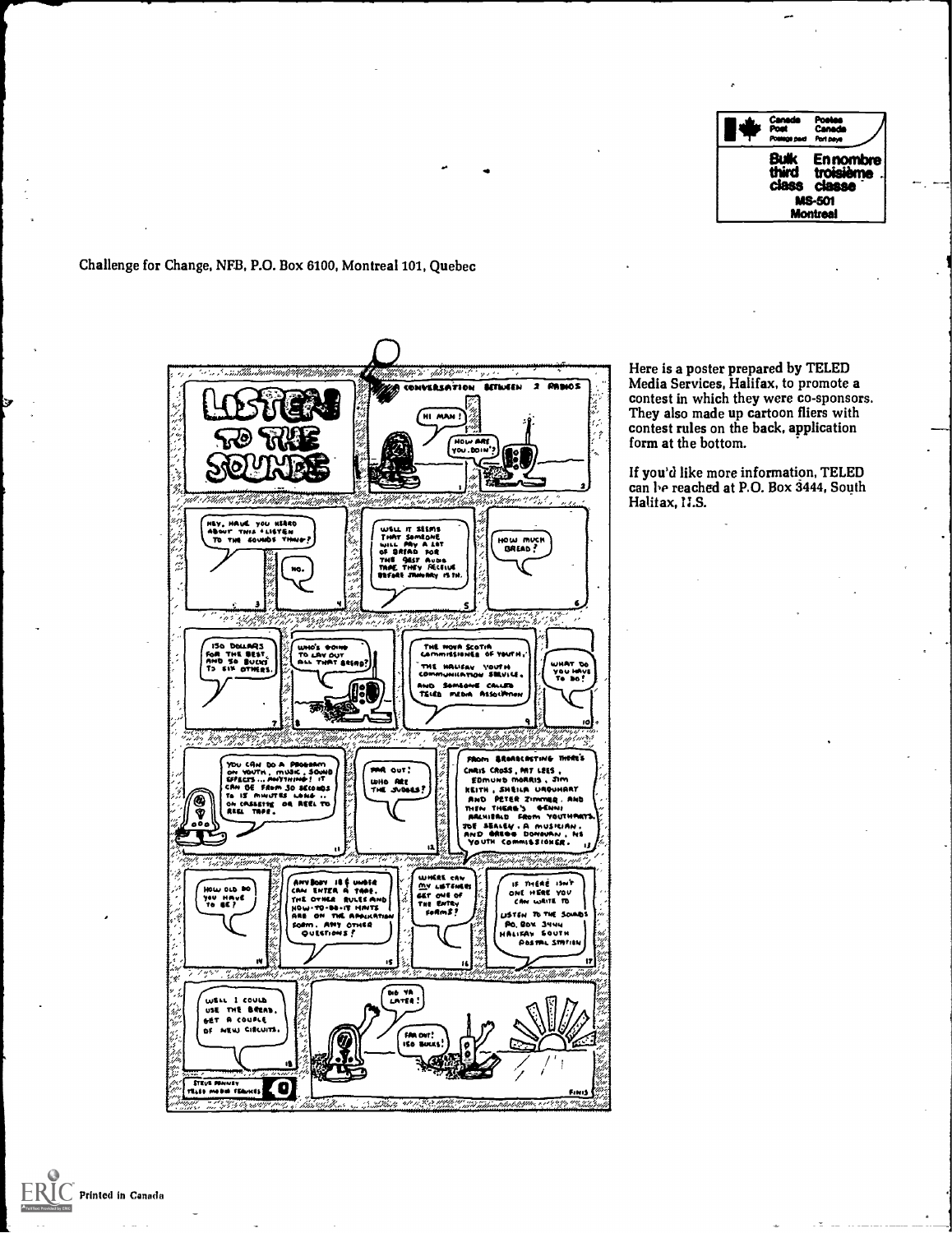Canada Post Postage paid | Postes Canada Port payé

Bulk third class | En nombre troisième classe

MS-501

Montreal

Challenge for Change, NFB, P.O. Box 6100, Montreal 101, Quebec

Here is a poster prepared by TELED Media Services, Halifax, to promote a contest in which they were co-sponsors. They also made up cartoon fliers with contest rules on the back, application form at the bottom.

If you'd like more information, TELED can be reached at P.O. Box 3444, South Halifax, N.S.

Printed in Canada